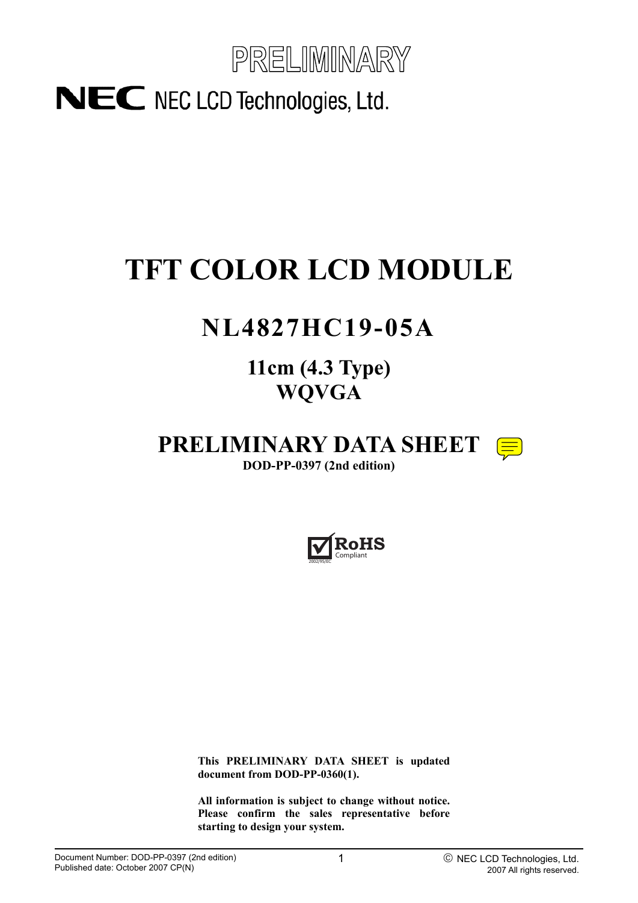PRELIMINARY

NEC NEC LCD Technologies, Ltd.

# TFT COLOR LCD MODULE

## NL4827HC19-05A

### 11cm (4.3 Type)
### WQVGA

## PRELIMINARY DATA SHEET

**DOD-PP-0397 (2nd edition)**

RoHS Compliant 2002/95/EC

**This PRELIMINARY DATA SHEET is updated document from DOD-PP-0360(1).**

**All information is subject to change without notice. Please confirm the sales representative before starting to design your system.**

Document Number: DOD-PP-0397 (2nd edition)
Published date: October 2007 CP(N)

© NEC LCD Technologies, Ltd. 2007 All rights reserved.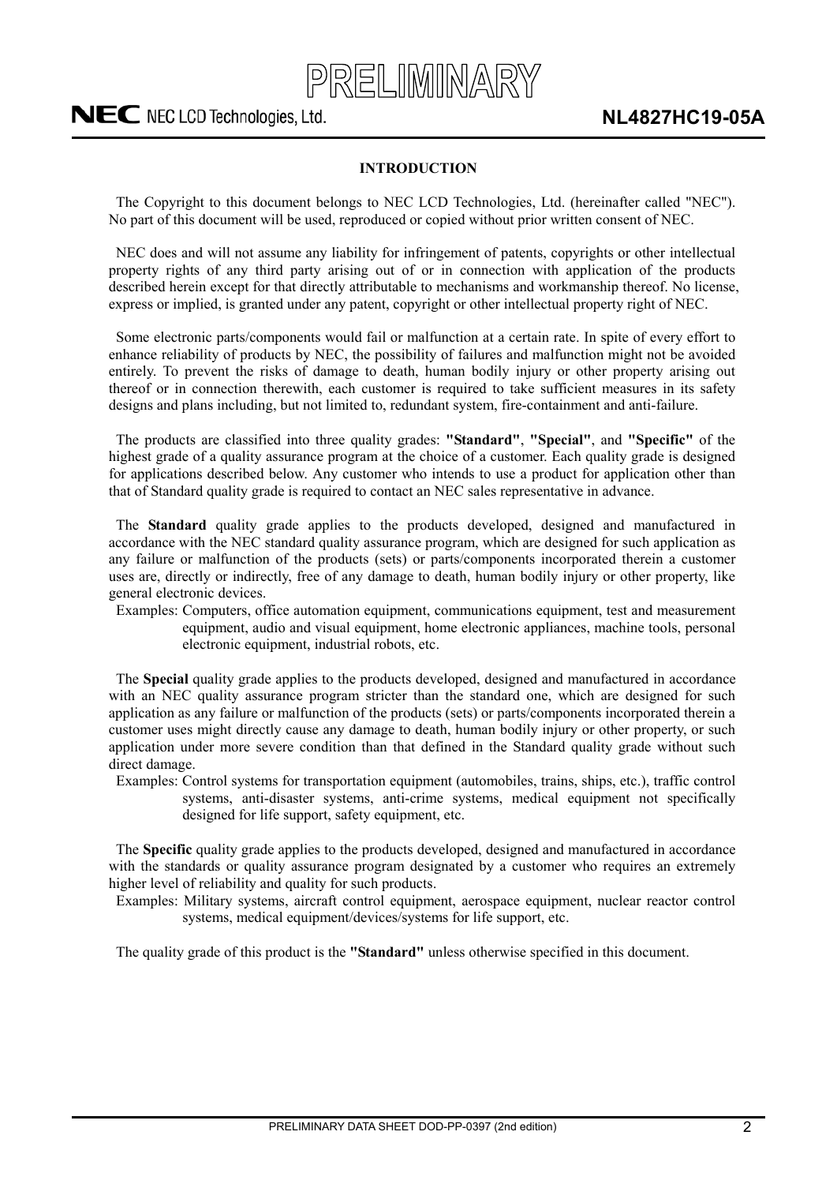# INTRODUCTION

The Copyright to this document belongs to NEC LCD Technologies, Ltd. (hereinafter called "NEC"). No part of this document will be used, reproduced or copied without prior written consent of NEC.

NEC does and will not assume any liability for infringement of patents, copyrights or other intellectual property rights of any third party arising out of or in connection with application of the products described herein except for that directly attributable to mechanisms and workmanship thereof. No license, express or implied, is granted under any patent, copyright or other intellectual property right of NEC.

Some electronic parts/components would fail or malfunction at a certain rate. In spite of every effort to enhance reliability of products by NEC, the possibility of failures and malfunction might not be avoided entirely. To prevent the risks of damage to death, human bodily injury or other property arising out thereof or in connection therewith, each customer is required to take sufficient measures in its safety designs and plans including, but not limited to, redundant system, fire-containment and anti-failure.

The products are classified into three quality grades: **"Standard"**, **"Special"**, and **"Specific"** of the highest grade of a quality assurance program at the choice of a customer. Each quality grade is designed for applications described below. Any customer who intends to use a product for application other than that of Standard quality grade is required to contact an NEC sales representative in advance.

The **Standard** quality grade applies to the products developed, designed and manufactured in accordance with the NEC standard quality assurance program, which are designed for such application as any failure or malfunction of the products (sets) or parts/components incorporated therein a customer uses are, directly or indirectly, free of any damage to death, human bodily injury or other property, like general electronic devices.

Examples: Computers, office automation equipment, communications equipment, test and measurement equipment, audio and visual equipment, home electronic appliances, machine tools, personal electronic equipment, industrial robots, etc.

The **Special** quality grade applies to the products developed, designed and manufactured in accordance with an NEC quality assurance program stricter than the standard one, which are designed for such application as any failure or malfunction of the products (sets) or parts/components incorporated therein a customer uses might directly cause any damage to death, human bodily injury or other property, or such application under more severe condition than that defined in the Standard quality grade without such direct damage.

Examples: Control systems for transportation equipment (automobiles, trains, ships, etc.), traffic control systems, anti-disaster systems, anti-crime systems, medical equipment not specifically designed for life support, safety equipment, etc.

The **Specific** quality grade applies to the products developed, designed and manufactured in accordance with the standards or quality assurance program designated by a customer who requires an extremely higher level of reliability and quality for such products.

Examples: Military systems, aircraft control equipment, aerospace equipment, nuclear reactor control systems, medical equipment/devices/systems for life support, etc.

The quality grade of this product is the **"Standard"** unless otherwise specified in this document.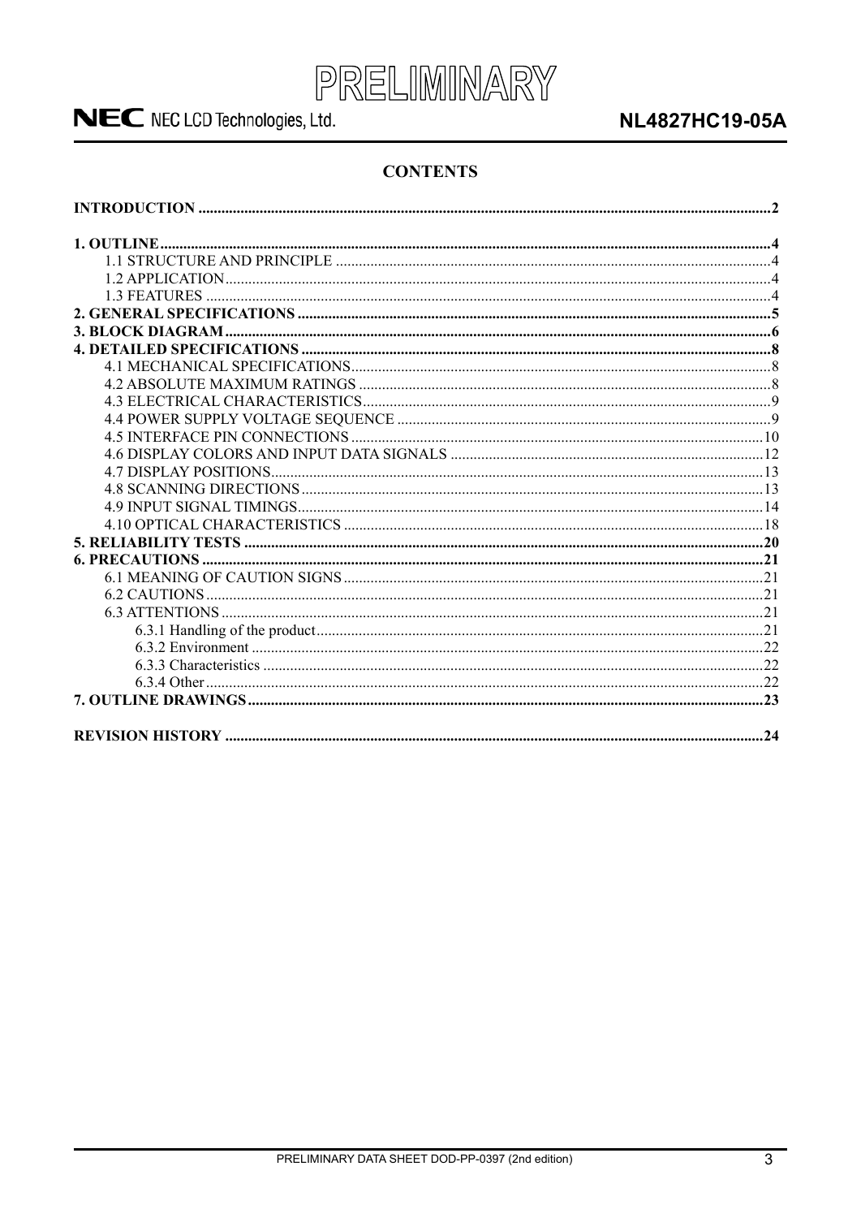## CONTENTS

**INTRODUCTION** .......... **2**

**1. OUTLINE** .......... **4**
- 1.1 STRUCTURE AND PRINCIPLE .......... 4
- 1.2 APPLICATION .......... 4
- 1.3 FEATURES .......... 4

**2. GENERAL SPECIFICATIONS** .......... **5**

**3. BLOCK DIAGRAM** .......... **6**

**4. DETAILED SPECIFICATIONS** .......... **8**
- 4.1 MECHANICAL SPECIFICATIONS .......... 8
- 4.2 ABSOLUTE MAXIMUM RATINGS .......... 8
- 4.3 ELECTRICAL CHARACTERISTICS .......... 9
- 4.4 POWER SUPPLY VOLTAGE SEQUENCE .......... 9
- 4.5 INTERFACE PIN CONNECTIONS .......... 10
- 4.6 DISPLAY COLORS AND INPUT DATA SIGNALS .......... 12
- 4.7 DISPLAY POSITIONS .......... 13
- 4.8 SCANNING DIRECTIONS .......... 13
- 4.9 INPUT SIGNAL TIMINGS .......... 14
- 4.10 OPTICAL CHARACTERISTICS .......... 18

**5. RELIABILITY TESTS** .......... **20**

**6. PRECAUTIONS** .......... **21**
- 6.1 MEANING OF CAUTION SIGNS .......... 21
- 6.2 CAUTIONS .......... 21
- 6.3 ATTENTIONS .......... 21
  - 6.3.1 Handling of the product .......... 21
  - 6.3.2 Environment .......... 22
  - 6.3.3 Characteristics .......... 22
  - 6.3.4 Other .......... 22

**7. OUTLINE DRAWINGS** .......... **23**

**REVISION HISTORY** .......... **24**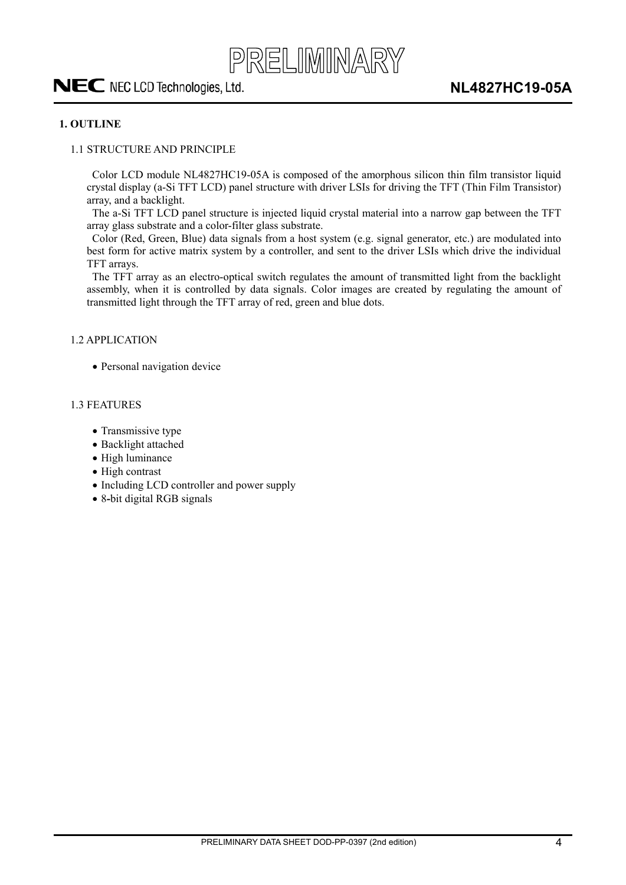## 1. OUTLINE

### 1.1 STRUCTURE AND PRINCIPLE

Color LCD module NL4827HC19-05A is composed of the amorphous silicon thin film transistor liquid crystal display (a-Si TFT LCD) panel structure with driver LSIs for driving the TFT (Thin Film Transistor) array, and a backlight.

The a-Si TFT LCD panel structure is injected liquid crystal material into a narrow gap between the TFT array glass substrate and a color-filter glass substrate.

Color (Red, Green, Blue) data signals from a host system (e.g. signal generator, etc.) are modulated into best form for active matrix system by a controller, and sent to the driver LSIs which drive the individual TFT arrays.

The TFT array as an electro-optical switch regulates the amount of transmitted light from the backlight assembly, when it is controlled by data signals. Color images are created by regulating the amount of transmitted light through the TFT array of red, green and blue dots.

### 1.2 APPLICATION

- Personal navigation device

### 1.3 FEATURES

- Transmissive type
- Backlight attached
- High luminance
- High contrast
- Including LCD controller and power supply
- 8-bit digital RGB signals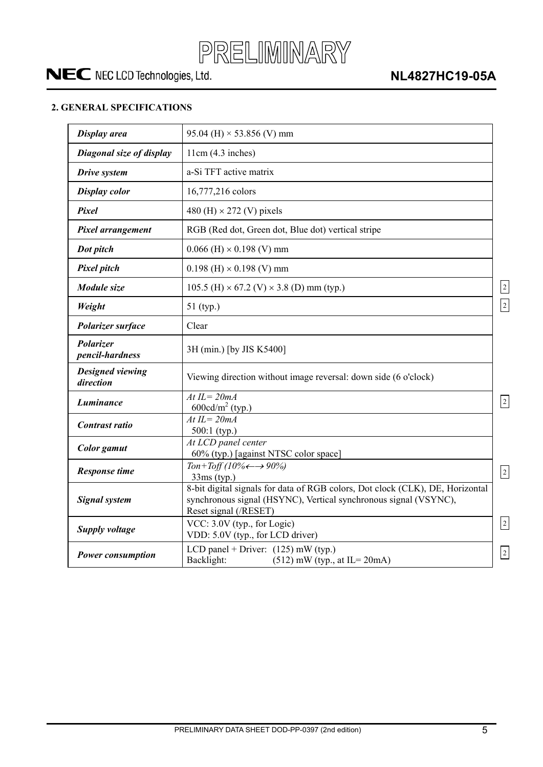## 2. GENERAL SPECIFICATIONS

| | | |
|---|---|---|
| ***Display area*** | 95.04 (H) × 53.856 (V) mm | |
| ***Diagonal size of display*** | 11cm (4.3 inches) | |
| ***Drive system*** | a-Si TFT active matrix | |
| ***Display color*** | 16,777,216 colors | |
| ***Pixel*** | 480 (H) × 272 (V) pixels | |
| ***Pixel arrangement*** | RGB (Red dot, Green dot, Blue dot) vertical stripe | |
| ***Dot pitch*** | 0.066 (H) × 0.198 (V) mm | |
| ***Pixel pitch*** | 0.198 (H) × 0.198 (V) mm | |
| ***Module size*** | 105.5 (H) × 67.2 (V) × 3.8 (D) mm (typ.) | 2 |
| ***Weight*** | 51 (typ.) | 2 |
| ***Polarizer surface*** | Clear | |
| ***Polarizer pencil-hardness*** | 3H (min.) [by JIS K5400] | |
| ***Designed viewing direction*** | Viewing direction without image reversal: down side (6 o'clock) | |
| ***Luminance*** | *At IL= 20mA*<br>600cd/$m^2$ (typ.) | 2 |
| ***Contrast ratio*** | *At IL= 20mA*<br>500:1 (typ.) | |
| ***Color gamut*** | *At LCD panel center*<br>60% (typ.) [against NTSC color space] | |
| ***Response time*** | *Ton+Toff (10%←→ 90%)*<br>33ms (typ.) | 2 |
| ***Signal system*** | 8-bit digital signals for data of RGB colors, Dot clock (CLK), DE, Horizontal synchronous signal (HSYNC), Vertical synchronous signal (VSYNC), Reset signal (/RESET) | |
| ***Supply voltage*** | VCC: 3.0V (typ., for Logic)<br>VDD: 5.0V (typ., for LCD driver) | 2 |
| ***Power consumption*** | LCD panel + Driver: (125) mW (typ.)<br>Backlight: (512) mW (typ., at IL= 20mA) | 2 |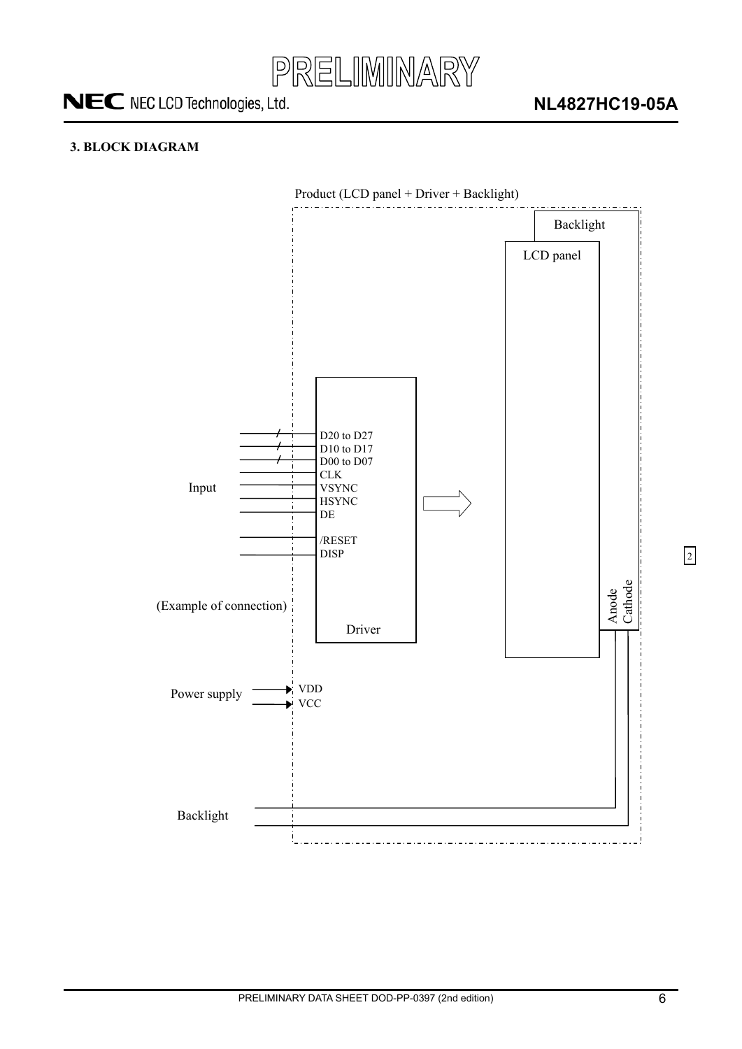### 3. BLOCK DIAGRAM

Product (LCD panel + Driver + Backlight)

Backlight

LCD panel

Input

D20 to D27
D10 to D17
D00 to D07
CLK
VSYNC
HSYNC
DE

/RESET
DISP

(Example of connection)

Driver

Anode
Cathode

Power supply

VDD
VCC

Backlight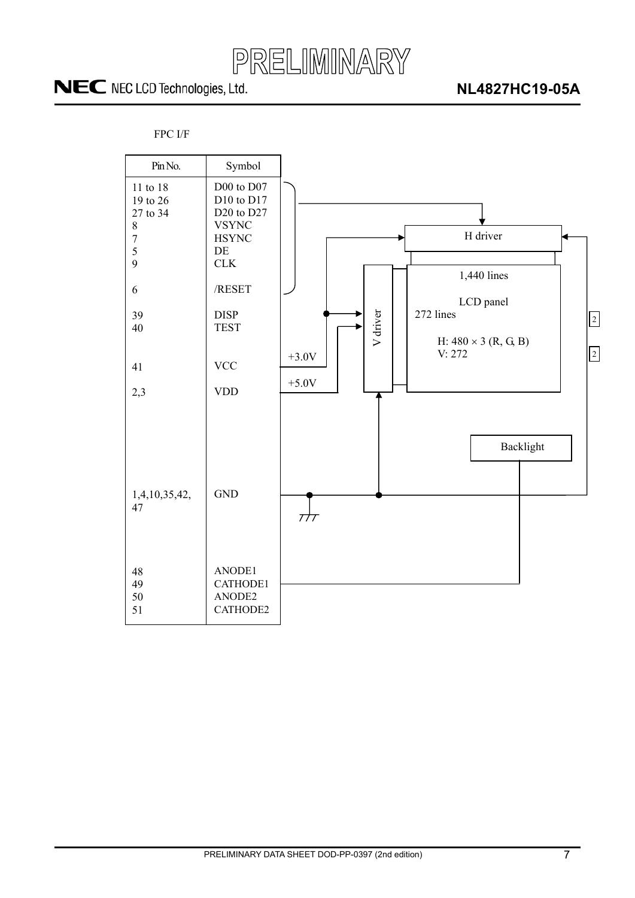FPC I/F

| Pin No. | Symbol |
|---|---|
| 11 to 18 | D00 to D07 |
| 19 to 26 | D10 to D17 |
| 27 to 34 | D20 to D27 |
| 8 | VSYNC |
| 7 | HSYNC |
| 5 | DE |
| 9 | CLK |
| 6 | /RESET |
| 39 | DISP |
| 40 | TEST |
| 41 | VCC |
| 2,3 | VDD |
| 1,4,10,35,42, 47 | GND |
| 48 | ANODE1 |
| 49 | CATHODE1 |
| 50 | ANODE2 |
| 51 | CATHODE2 |

H driver

V driver

1,440 lines

LCD panel

272 lines

H: 480 × 3 (R, G, B)
V: 272

+3.0V

+5.0V

Backlight

2

2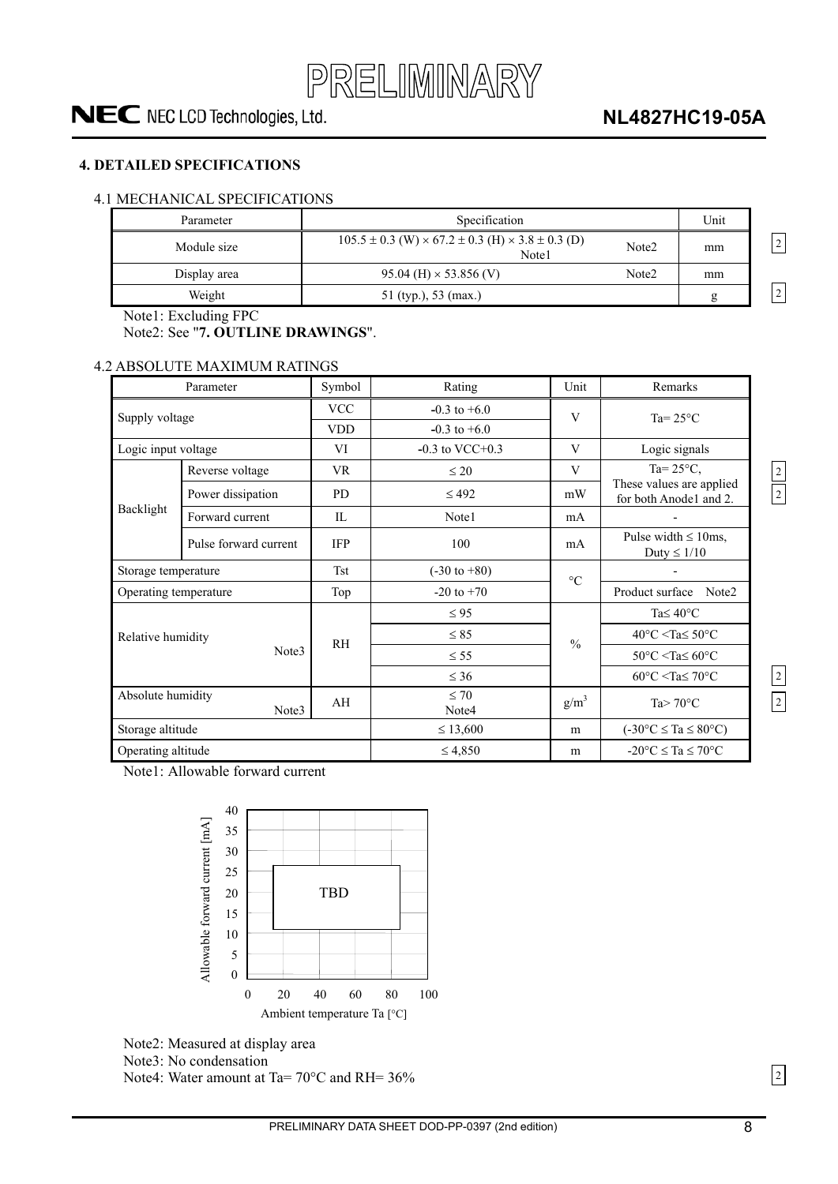PRELIMINARY

# 4. DETAILED SPECIFICATIONS

## 4.1 MECHANICAL SPECIFICATIONS

| Parameter | Specification | Unit |
|---|---|---|
| Module size | 105.5 ± 0.3 (W) × 67.2 ± 0.3 (H) × 3.8 ± 0.3 (D) Note1 Note2 | mm |
| Display area | 95.04 (H) × 53.856 (V) Note2 | mm |
| Weight | 51 (typ.), 53 (max.) | g |

Note1: Excluding FPC
Note2: See "**7. OUTLINE DRAWINGS**".

## 4.2 ABSOLUTE MAXIMUM RATINGS

| Parameter | | Symbol | Rating | Unit | Remarks |
|---|---|---|---|---|---|
| Supply voltage | | VCC | -0.3 to +6.0 | V | Ta= 25°C |
| | | VDD | -0.3 to +6.0 | | |
| Logic input voltage | | VI | -0.3 to VCC+0.3 | V | Logic signals |
| Backlight | Reverse voltage | VR | ≤ 20 | V | Ta= 25°C, These values are applied for both Anode1 and 2. |
| | Power dissipation | PD | ≤ 492 | mW | |
| | Forward current | IL | Note1 | mA | - |
| | Pulse forward current | IFP | 100 | mA | Pulse width ≤ 10ms, Duty ≤ 1/10 |
| Storage temperature | | Tst | (-30 to +80) | °C | - |
| Operating temperature | | Top | -20 to +70 | | Product surface Note2 |
| Relative humidity Note3 | | RH | ≤ 95 | % | Ta≤ 40°C |
| | | | ≤ 85 | | 40°C <Ta≤ 50°C |
| | | | ≤ 55 | | 50°C <Ta≤ 60°C |
| | | | ≤ 36 | | 60°C <Ta≤ 70°C |
| Absolute humidity Note3 | | AH | ≤ 70 Note4 | g/m$^3$ | Ta> 70°C |
| Storage altitude | | | ≤ 13,600 | m | (-30°C ≤ Ta ≤ 80°C) |
| Operating altitude | | | ≤ 4,850 | m | -20°C ≤ Ta ≤ 70°C |

Note1: Allowable forward current

Allowable forward current [mA] vs. Ambient temperature Ta [°C]: TBD

Note2: Measured at display area
Note3: No condensation
Note4: Water amount at Ta= 70°C and RH= 36%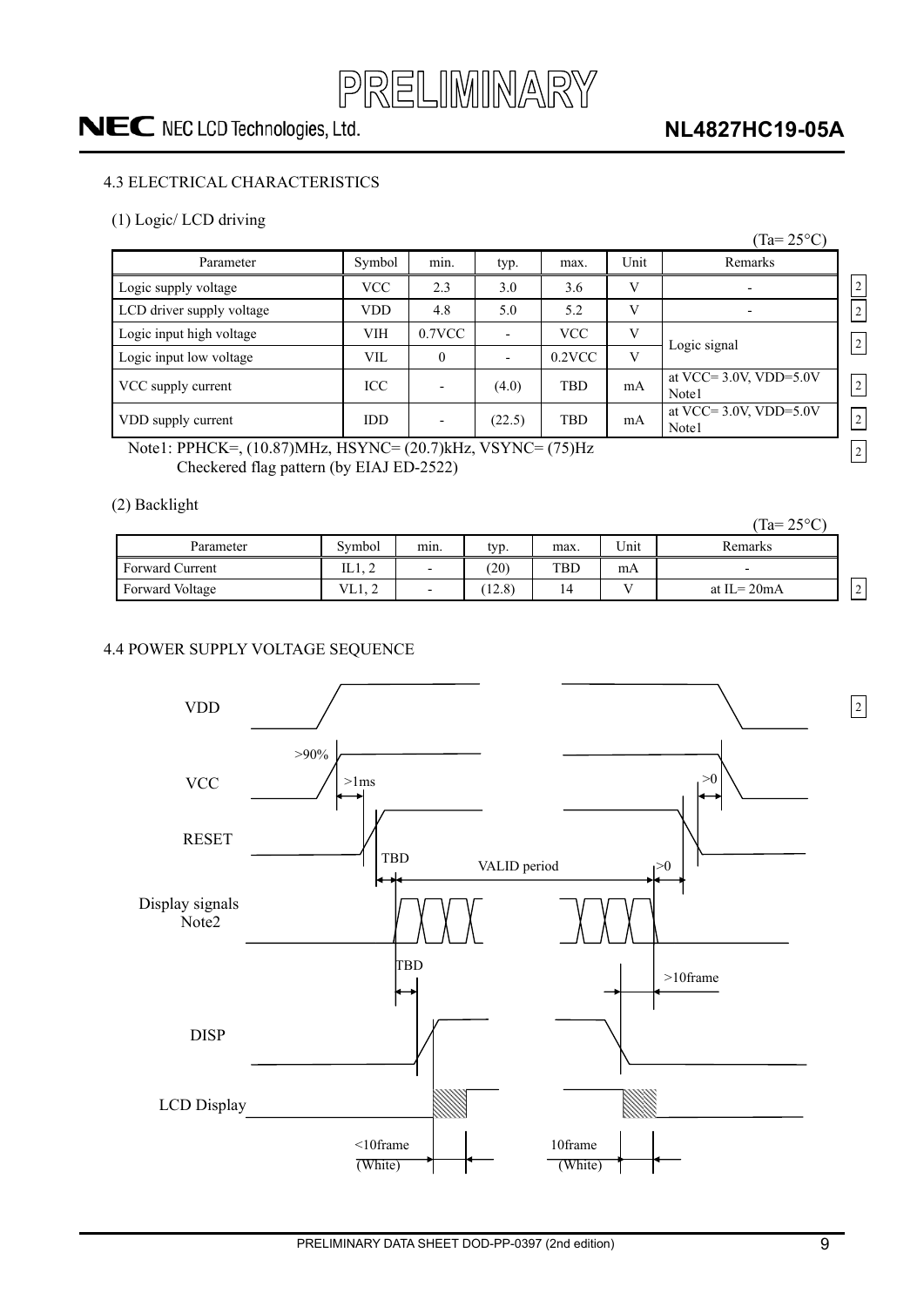PRELIMINARY

### 4.3 ELECTRICAL CHARACTERISTICS

(1) Logic/ LCD driving

(Ta= 25°C)

| Parameter | Symbol | min. | typ. | max. | Unit | Remarks |
|---|---|---|---|---|---|---|
| Logic supply voltage | VCC | 2.3 | 3.0 | 3.6 | V | - |
| LCD driver supply voltage | VDD | 4.8 | 5.0 | 5.2 | V | - |
| Logic input high voltage | VIH | 0.7VCC | - | VCC | V | Logic signal |
| Logic input low voltage | VIL | 0 | - | 0.2VCC | V | |
| VCC supply current | ICC | - | (4.0) | TBD | mA | at VCC= 3.0V, VDD=5.0V Note1 |
| VDD supply current | IDD | - | (22.5) | TBD | mA | at VCC= 3.0V, VDD=5.0V Note1 |

Note1: PPHCK=, (10.87)MHz, HSYNC= (20.7)kHz, VSYNC= (75)Hz
Checkered flag pattern (by EIAJ ED-2522)

(2) Backlight

(Ta= 25°C)

| Parameter | Symbol | min. | typ. | max. | Unit | Remarks |
|---|---|---|---|---|---|---|
| Forward Current | IL1, 2 | - | (20) | TBD | mA | - |
| Forward Voltage | VL1, 2 | - | (12.8) | 14 | V | at IL= 20mA |

### 4.4 POWER SUPPLY VOLTAGE SEQUENCE

VDD

VCC >90% >1ms >0

RESET TBD VALID period >0

Display signals Note2

TBD >10frame

DISP

LCD Display <10frame (White) 10frame (White)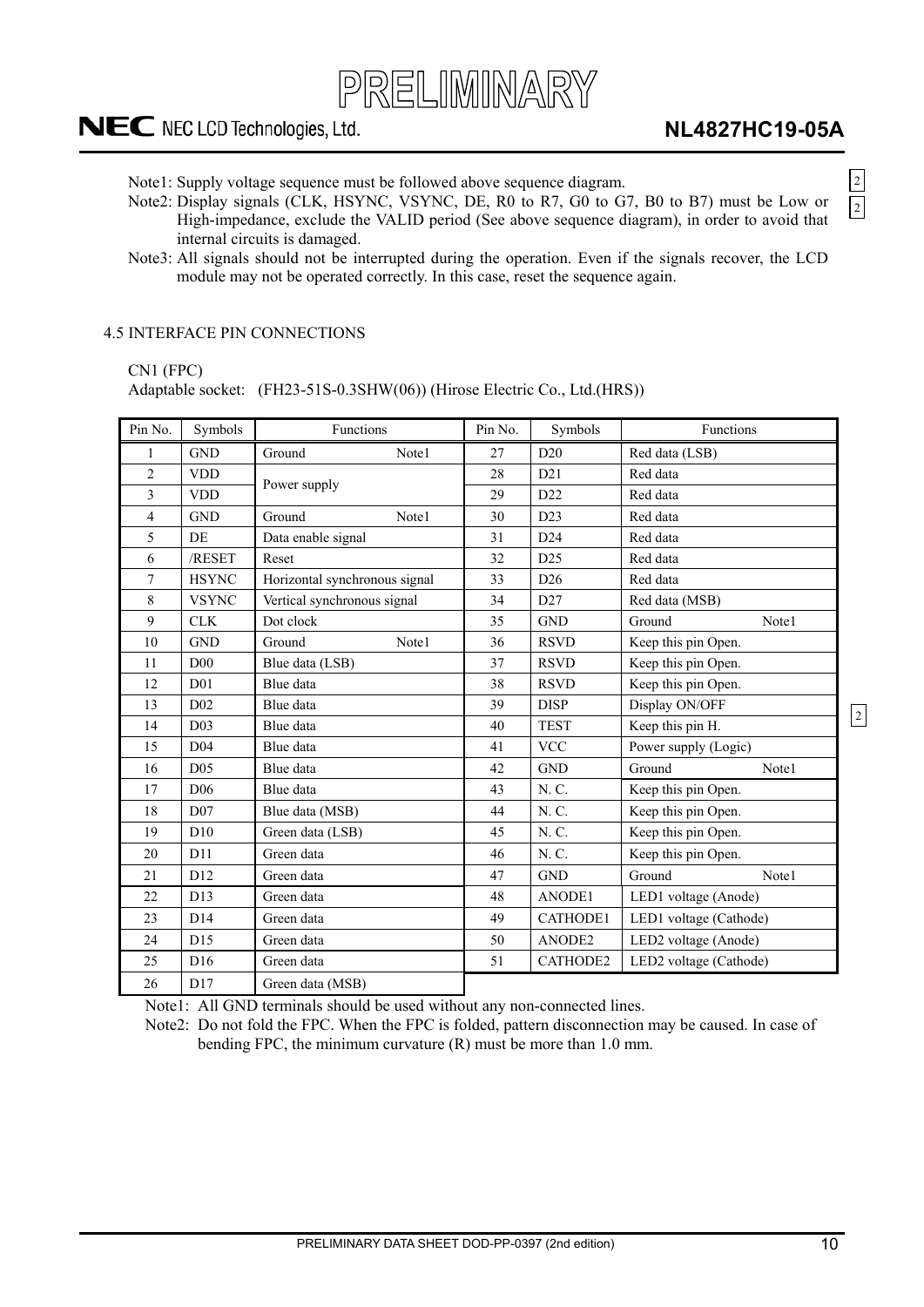Note1: Supply voltage sequence must be followed above sequence diagram.

Note2: Display signals (CLK, HSYNC, VSYNC, DE, R0 to R7, G0 to G7, B0 to B7) must be Low or High-impedance, exclude the VALID period (See above sequence diagram), in order to avoid that internal circuits is damaged.

Note3: All signals should not be interrupted during the operation. Even if the signals recover, the LCD module may not be operated correctly. In this case, reset the sequence again.

### 4.5 INTERFACE PIN CONNECTIONS

CN1 (FPC)

Adaptable socket: (FH23-51S-0.3SHW(06)) (Hirose Electric Co., Ltd.(HRS))

| Pin No. | Symbols | Functions | Pin No. | Symbols | Functions |
|---|---|---|---|---|---|
| 1 | GND | Ground Note1 | 27 | D20 | Red data (LSB) |
| 2 | VDD | Power supply | 28 | D21 | Red data |
| 3 | VDD | | 29 | D22 | Red data |
| 4 | GND | Ground Note1 | 30 | D23 | Red data |
| 5 | DE | Data enable signal | 31 | D24 | Red data |
| 6 | /RESET | Reset | 32 | D25 | Red data |
| 7 | HSYNC | Horizontal synchronous signal | 33 | D26 | Red data |
| 8 | VSYNC | Vertical synchronous signal | 34 | D27 | Red data (MSB) |
| 9 | CLK | Dot clock | 35 | GND | Ground Note1 |
| 10 | GND | Ground Note1 | 36 | RSVD | Keep this pin Open. |
| 11 | D00 | Blue data (LSB) | 37 | RSVD | Keep this pin Open. |
| 12 | D01 | Blue data | 38 | RSVD | Keep this pin Open. |
| 13 | D02 | Blue data | 39 | DISP | Display ON/OFF |
| 14 | D03 | Blue data | 40 | TEST | Keep this pin H. |
| 15 | D04 | Blue data | 41 | VCC | Power supply (Logic) |
| 16 | D05 | Blue data | 42 | GND | Ground Note1 |
| 17 | D06 | Blue data | 43 | N. C. | Keep this pin Open. |
| 18 | D07 | Blue data (MSB) | 44 | N. C. | Keep this pin Open. |
| 19 | D10 | Green data (LSB) | 45 | N. C. | Keep this pin Open. |
| 20 | D11 | Green data | 46 | N. C. | Keep this pin Open. |
| 21 | D12 | Green data | 47 | GND | Ground Note1 |
| 22 | D13 | Green data | 48 | ANODE1 | LED1 voltage (Anode) |
| 23 | D14 | Green data | 49 | CATHODE1 | LED1 voltage (Cathode) |
| 24 | D15 | Green data | 50 | ANODE2 | LED2 voltage (Anode) |
| 25 | D16 | Green data | 51 | CATHODE2 | LED2 voltage (Cathode) |
| 26 | D17 | Green data (MSB) | | | |

Note1: All GND terminals should be used without any non-connected lines.

Note2: Do not fold the FPC. When the FPC is folded, pattern disconnection may be caused. In case of bending FPC, the minimum curvature (R) must be more than 1.0 mm.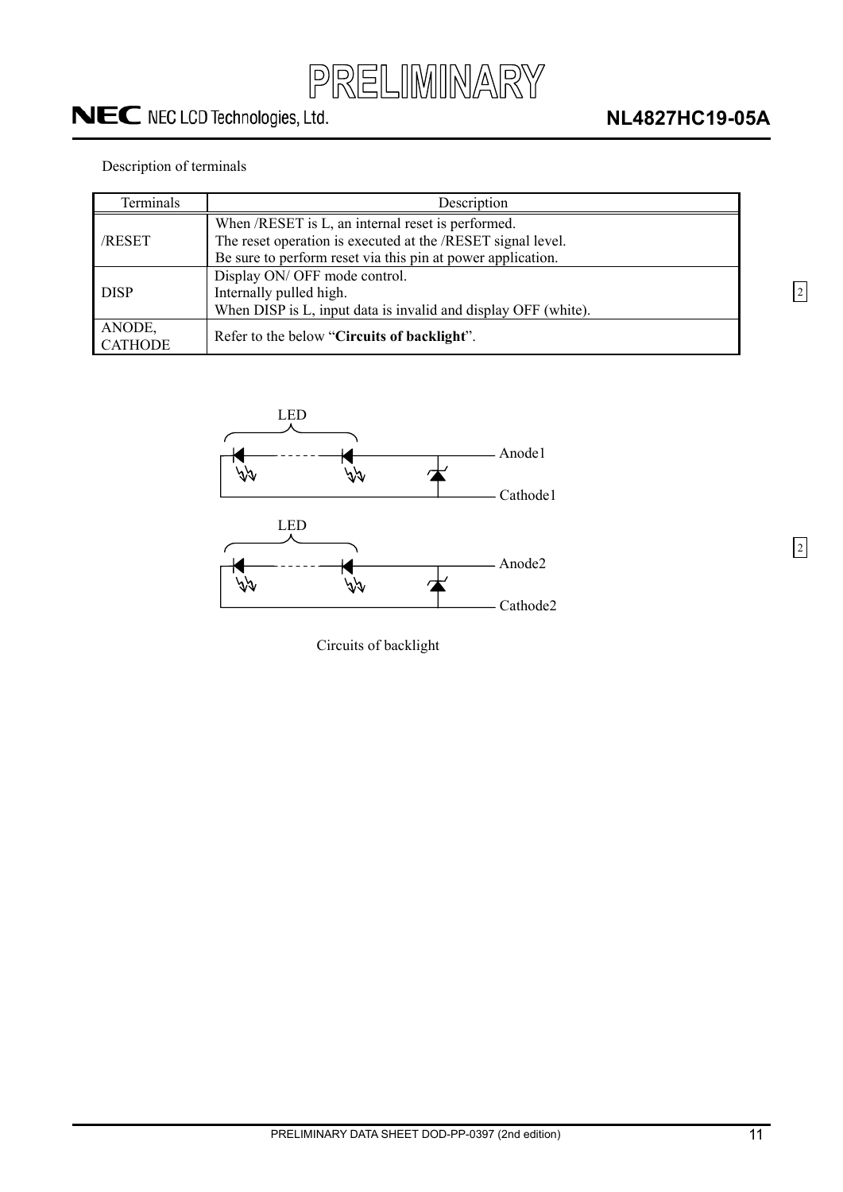Description of terminals

| Terminals | Description |
|---|---|
| /RESET | When /RESET is L, an internal reset is performed.<br>The reset operation is executed at the /RESET signal level.<br>Be sure to perform reset via this pin at power application. |
| DISP | Display ON/ OFF mode control.<br>Internally pulled high.<br>When DISP is L, input data is invalid and display OFF (white). |
| ANODE,<br>CATHODE | Refer to the below "**Circuits of backlight**". |

LED

Anode1

Cathode1

LED

Anode2

Cathode2

Circuits of backlight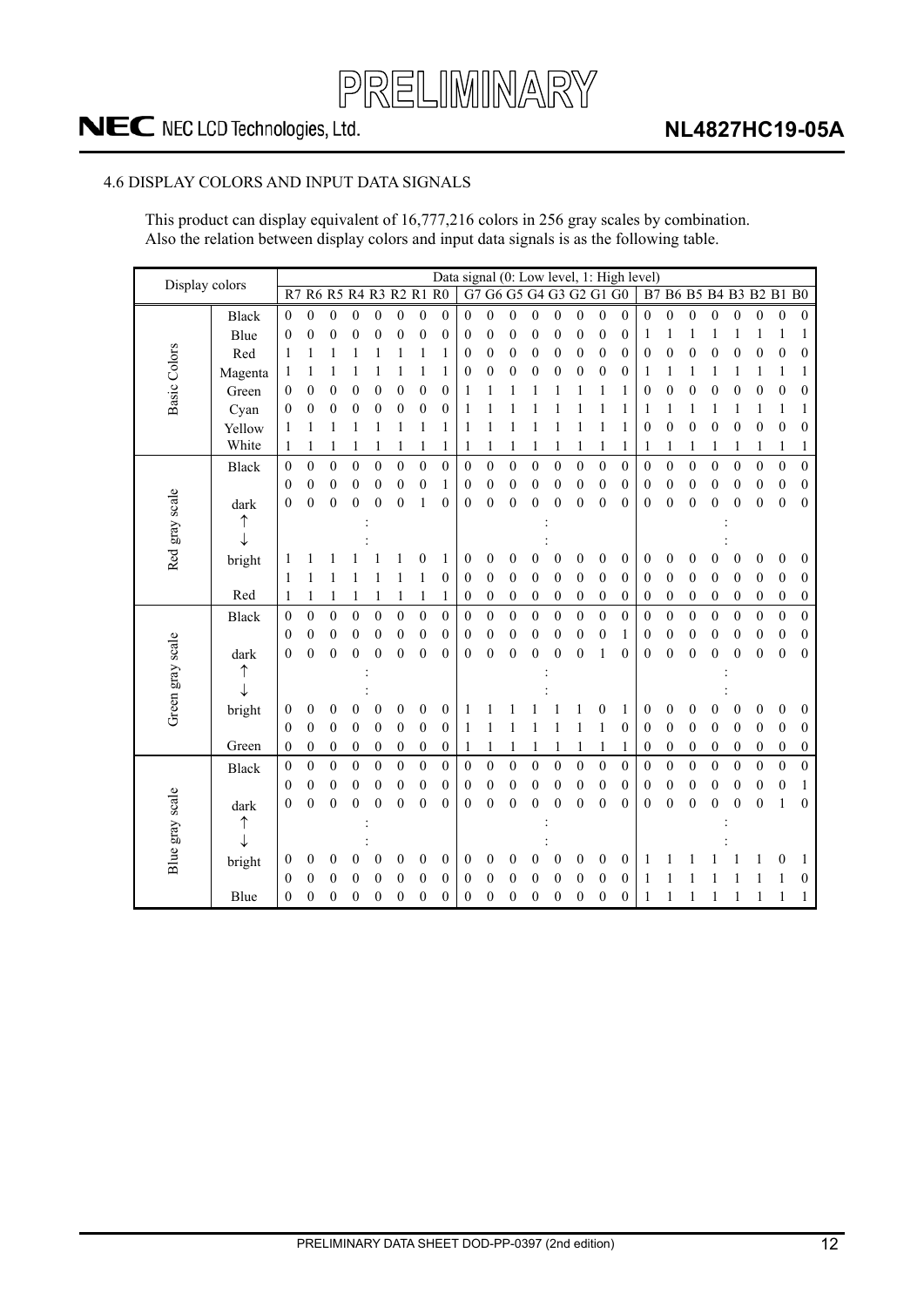## 4.6 DISPLAY COLORS AND INPUT DATA SIGNALS

This product can display equivalent of 16,777,216 colors in 256 gray scales by combination.
Also the relation between display colors and input data signals is as the following table.

| Display colors | | R7 | R6 | R5 | R4 | R3 | R2 | R1 | R0 | G7 | G6 | G5 | G4 | G3 | G2 | G1 | G0 | B7 | B6 | B5 | B4 | B3 | B2 | B1 | B0 |
|---|---|---|---|---|---|---|---|---|---|---|---|---|---|---|---|---|---|---|---|---|---|---|---|---|---|
| Basic Colors | Black | 0 | 0 | 0 | 0 | 0 | 0 | 0 | 0 | 0 | 0 | 0 | 0 | 0 | 0 | 0 | 0 | 0 | 0 | 0 | 0 | 0 | 0 | 0 | 0 |
| | Blue | 0 | 0 | 0 | 0 | 0 | 0 | 0 | 0 | 0 | 0 | 0 | 0 | 0 | 0 | 0 | 0 | 1 | 1 | 1 | 1 | 1 | 1 | 1 | 1 |
| | Red | 1 | 1 | 1 | 1 | 1 | 1 | 1 | 1 | 0 | 0 | 0 | 0 | 0 | 0 | 0 | 0 | 0 | 0 | 0 | 0 | 0 | 0 | 0 | 0 |
| | Magenta | 1 | 1 | 1 | 1 | 1 | 1 | 1 | 1 | 0 | 0 | 0 | 0 | 0 | 0 | 0 | 0 | 1 | 1 | 1 | 1 | 1 | 1 | 1 | 1 |
| | Green | 0 | 0 | 0 | 0 | 0 | 0 | 0 | 0 | 1 | 1 | 1 | 1 | 1 | 1 | 1 | 1 | 0 | 0 | 0 | 0 | 0 | 0 | 0 | 0 |
| | Cyan | 0 | 0 | 0 | 0 | 0 | 0 | 0 | 0 | 1 | 1 | 1 | 1 | 1 | 1 | 1 | 1 | 1 | 1 | 1 | 1 | 1 | 1 | 1 | 1 |
| | Yellow | 1 | 1 | 1 | 1 | 1 | 1 | 1 | 1 | 1 | 1 | 1 | 1 | 1 | 1 | 1 | 1 | 0 | 0 | 0 | 0 | 0 | 0 | 0 | 0 |
| | White | 1 | 1 | 1 | 1 | 1 | 1 | 1 | 1 | 1 | 1 | 1 | 1 | 1 | 1 | 1 | 1 | 1 | 1 | 1 | 1 | 1 | 1 | 1 | 1 |
| Red gray scale | Black | 0 | 0 | 0 | 0 | 0 | 0 | 0 | 0 | 0 | 0 | 0 | 0 | 0 | 0 | 0 | 0 | 0 | 0 | 0 | 0 | 0 | 0 | 0 | 0 |
| | | 0 | 0 | 0 | 0 | 0 | 0 | 0 | 1 | 0 | 0 | 0 | 0 | 0 | 0 | 0 | 0 | 0 | 0 | 0 | 0 | 0 | 0 | 0 | 0 |
| | dark | 0 | 0 | 0 | 0 | 0 | 0 | 1 | 0 | 0 | 0 | 0 | 0 | 0 | 0 | 0 | 0 | 0 | 0 | 0 | 0 | 0 | 0 | 0 | 0 |
| | ↑ | | | | : | | | | | | | | : | | | | | | | | : | | | | |
| | ↓ | | | | : | | | | | | | | : | | | | | | | | : | | | | |
| | bright | 1 | 1 | 1 | 1 | 1 | 1 | 0 | 1 | 0 | 0 | 0 | 0 | 0 | 0 | 0 | 0 | 0 | 0 | 0 | 0 | 0 | 0 | 0 | 0 |
| | | 1 | 1 | 1 | 1 | 1 | 1 | 1 | 0 | 0 | 0 | 0 | 0 | 0 | 0 | 0 | 0 | 0 | 0 | 0 | 0 | 0 | 0 | 0 | 0 |
| | Red | 1 | 1 | 1 | 1 | 1 | 1 | 1 | 1 | 0 | 0 | 0 | 0 | 0 | 0 | 0 | 0 | 0 | 0 | 0 | 0 | 0 | 0 | 0 | 0 |
| Green gray scale | Black | 0 | 0 | 0 | 0 | 0 | 0 | 0 | 0 | 0 | 0 | 0 | 0 | 0 | 0 | 0 | 0 | 0 | 0 | 0 | 0 | 0 | 0 | 0 | 0 |
| | | 0 | 0 | 0 | 0 | 0 | 0 | 0 | 0 | 0 | 0 | 0 | 0 | 0 | 0 | 0 | 1 | 0 | 0 | 0 | 0 | 0 | 0 | 0 | 0 |
| | dark | 0 | 0 | 0 | 0 | 0 | 0 | 0 | 0 | 0 | 0 | 0 | 0 | 0 | 0 | 1 | 0 | 0 | 0 | 0 | 0 | 0 | 0 | 0 | 0 |
| | ↑ | | | | : | | | | | | | | : | | | | | | | | : | | | | |
| | ↓ | | | | : | | | | | | | | : | | | | | | | | : | | | | |
| | bright | 0 | 0 | 0 | 0 | 0 | 0 | 0 | 0 | 1 | 1 | 1 | 1 | 1 | 1 | 0 | 1 | 0 | 0 | 0 | 0 | 0 | 0 | 0 | 0 |
| | | 0 | 0 | 0 | 0 | 0 | 0 | 0 | 0 | 1 | 1 | 1 | 1 | 1 | 1 | 1 | 0 | 0 | 0 | 0 | 0 | 0 | 0 | 0 | 0 |
| | Green | 0 | 0 | 0 | 0 | 0 | 0 | 0 | 0 | 1 | 1 | 1 | 1 | 1 | 1 | 1 | 1 | 0 | 0 | 0 | 0 | 0 | 0 | 0 | 0 |
| Blue gray scale | Black | 0 | 0 | 0 | 0 | 0 | 0 | 0 | 0 | 0 | 0 | 0 | 0 | 0 | 0 | 0 | 0 | 0 | 0 | 0 | 0 | 0 | 0 | 0 | 0 |
| | | 0 | 0 | 0 | 0 | 0 | 0 | 0 | 0 | 0 | 0 | 0 | 0 | 0 | 0 | 0 | 0 | 0 | 0 | 0 | 0 | 0 | 0 | 0 | 1 |
| | dark | 0 | 0 | 0 | 0 | 0 | 0 | 0 | 0 | 0 | 0 | 0 | 0 | 0 | 0 | 0 | 0 | 0 | 0 | 0 | 0 | 0 | 0 | 1 | 0 |
| | ↑ | | | | : | | | | | | | | : | | | | | | | | : | | | | |
| | ↓ | | | | : | | | | | | | | : | | | | | | | | : | | | | |
| | bright | 0 | 0 | 0 | 0 | 0 | 0 | 0 | 0 | 0 | 0 | 0 | 0 | 0 | 0 | 0 | 0 | 1 | 1 | 1 | 1 | 1 | 1 | 0 | 1 |
| | | 0 | 0 | 0 | 0 | 0 | 0 | 0 | 0 | 0 | 0 | 0 | 0 | 0 | 0 | 0 | 0 | 1 | 1 | 1 | 1 | 1 | 1 | 1 | 0 |
| | Blue | 0 | 0 | 0 | 0 | 0 | 0 | 0 | 0 | 0 | 0 | 0 | 0 | 0 | 0 | 0 | 0 | 1 | 1 | 1 | 1 | 1 | 1 | 1 | 1 |

Data signal (0: Low level, 1: High level)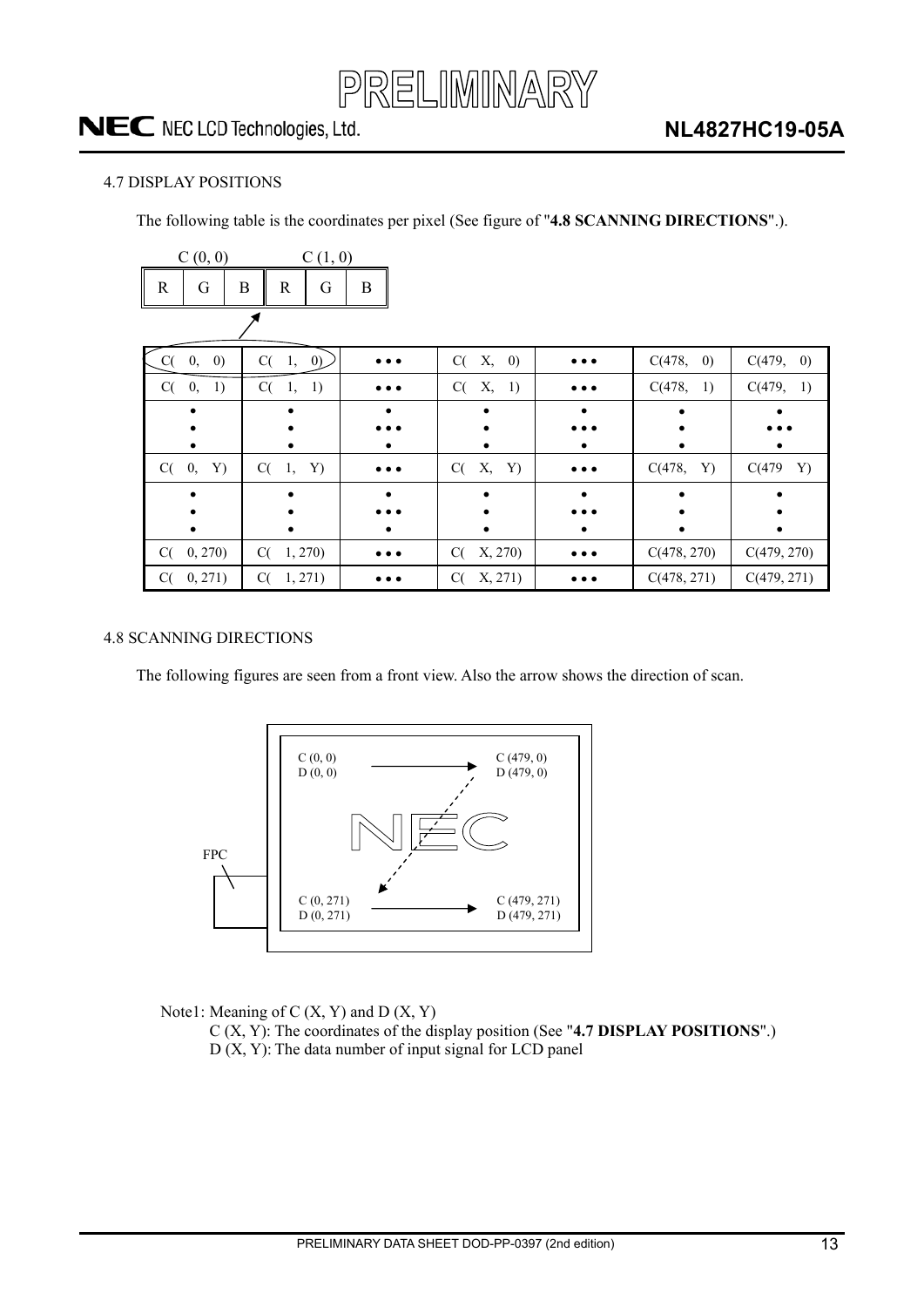### 4.7 DISPLAY POSITIONS

The following table is the coordinates per pixel (See figure of "**4.8 SCANNING DIRECTIONS**".).

| C (0, 0) | | | C (1, 0) | | |
|---|---|---|---|---|---|
| R | G | B | R | G | B |

| | | | | | | |
|---|---|---|---|---|---|---|
| C( 0, 0) | C( 1, 0) | ••• | C( X, 0) | ••• | C(478, 0) | C(479, 0) |
| C( 0, 1) | C( 1, 1) | ••• | C( X, 1) | ••• | C(478, 1) | C(479, 1) |
| ⋮ | ⋮ | ⋮ | ⋮ | ⋮ | ⋮ | ⋮ |
| C( 0, Y) | C( 1, Y) | ••• | C( X, Y) | ••• | C(478, Y) | C(479 Y) |
| ⋮ | ⋮ | ⋮ | ⋮ | ⋮ | ⋮ | ⋮ |
| C( 0, 270) | C( 1, 270) | ••• | C( X, 270) | ••• | C(478, 270) | C(479, 270) |
| C( 0, 271) | C( 1, 271) | ••• | C( X, 271) | ••• | C(478, 271) | C(479, 271) |

### 4.8 SCANNING DIRECTIONS

The following figures are seen from a front view. Also the arrow shows the direction of scan.

FPC

C (0, 0) D (0, 0) → C (479, 0) D (479, 0)

C (0, 271) D (0, 271) → C (479, 271) D (479, 271)

Note1: Meaning of C (X, Y) and D (X, Y)

C (X, Y): The coordinates of the display position (See "**4.7 DISPLAY POSITIONS**".)

D (X, Y): The data number of input signal for LCD panel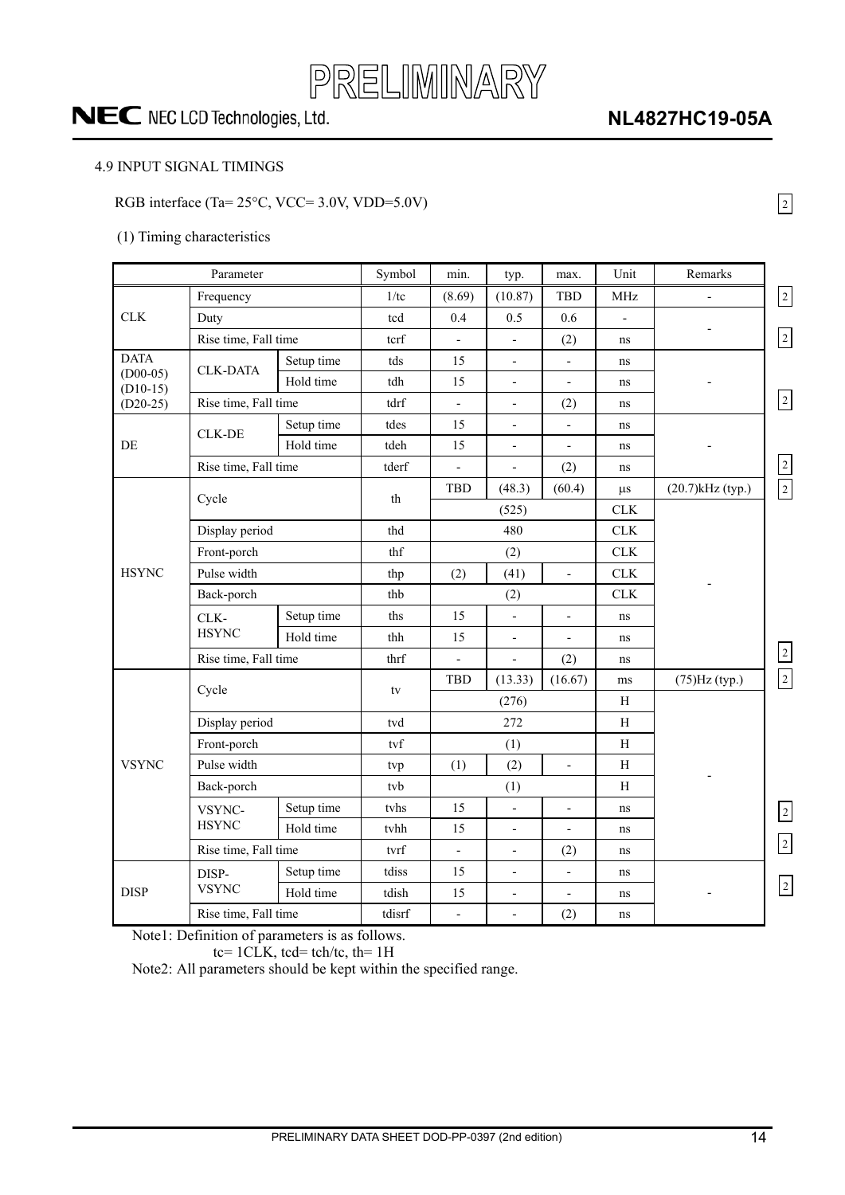### 4.9 INPUT SIGNAL TIMINGS

RGB interface (Ta= 25°C, VCC= 3.0V, VDD=5.0V)

(1) Timing characteristics

| Parameter | | | Symbol | min. | typ. | max. | Unit | Remarks |
|---|---|---|---|---|---|---|---|---|
| CLK | Frequency | | 1/tc | (8.69) | (10.87) | TBD | MHz | - |
| | Duty | | tcd | 0.4 | 0.5 | 0.6 | - | - |
| | Rise time, Fall time | | tcrf | - | - | (2) | ns | |
| DATA (D00-05) (D10-15) (D20-25) | CLK-DATA | Setup time | tds | 15 | - | - | ns | - |
| | | Hold time | tdh | 15 | - | - | ns | |
| | Rise time, Fall time | | tdrf | - | - | (2) | ns | |
| DE | CLK-DE | Setup time | tdes | 15 | - | - | ns | - |
| | | Hold time | tdeh | 15 | - | - | ns | |
| | Rise time, Fall time | | tderf | - | - | (2) | ns | |
| HSYNC | Cycle | | th | TBD | (48.3) | (60.4) | μs | (20.7)kHz (typ.) |
| | | | | | (525) | | CLK | - |
| | Display period | | thd | | 480 | | CLK | |
| | Front-porch | | thf | | (2) | | CLK | |
| | Pulse width | | thp | (2) | (41) | - | CLK | |
| | Back-porch | | thb | | (2) | | CLK | |
| | CLK-HSYNC | Setup time | ths | 15 | - | - | ns | |
| | | Hold time | thh | 15 | - | - | ns | |
| | Rise time, Fall time | | thrf | - | - | (2) | ns | |
| VSYNC | Cycle | | tv | TBD | (13.33) | (16.67) | ms | (75)Hz (typ.) |
| | | | | | (276) | | H | - |
| | Display period | | tvd | | 272 | | H | |
| | Front-porch | | tvf | | (1) | | H | |
| | Pulse width | | tvp | (1) | (2) | - | H | |
| | Back-porch | | tvb | | (1) | | H | |
| | VSYNC-HSYNC | Setup time | tvhs | 15 | - | - | ns | |
| | | Hold time | tvhh | 15 | - | - | ns | |
| | Rise time, Fall time | | tvrf | - | - | (2) | ns | |
| DISP | DISP-VSYNC | Setup time | tdiss | 15 | - | - | ns | - |
| | | Hold time | tdish | 15 | - | - | ns | |
| | Rise time, Fall time | | tdisrf | - | - | (2) | ns | |

Note1: Definition of parameters is as follows.
tc= 1CLK, tcd= tch/tc, th= 1H

Note2: All parameters should be kept within the specified range.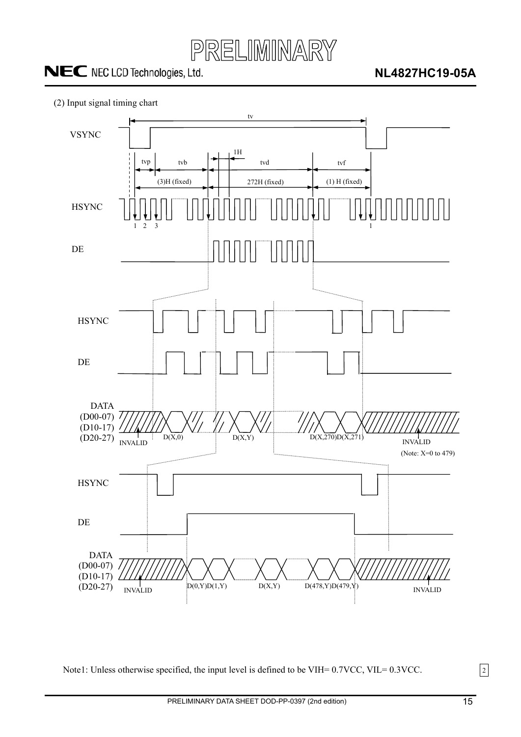PRELIMINARY

(2) Input signal timing chart

VSYNC

tv

tvp tvb 1H tvd tvf

(3)H (fixed) 272H (fixed) (1) H (fixed)

HSYNC

1 2 3 1

DE

HSYNC

DE

DATA
(D00-07)
(D10-17)
(D20-27)

INVALID D(X,0) D(X,Y) D(X,270)D(X,271) INVALID

(Note: X=0 to 479)

HSYNC

DE

DATA
(D00-07)
(D10-17)
(D20-27)

INVALID D(0,Y)D(1,Y) D(X,Y) D(478,Y)D(479,Y) INVALID

Note1: Unless otherwise specified, the input level is defined to be VIH= 0.7VCC, VIL= 0.3VCC.

PRELIMINARY DATA SHEET DOD-PP-0397 (2nd edition)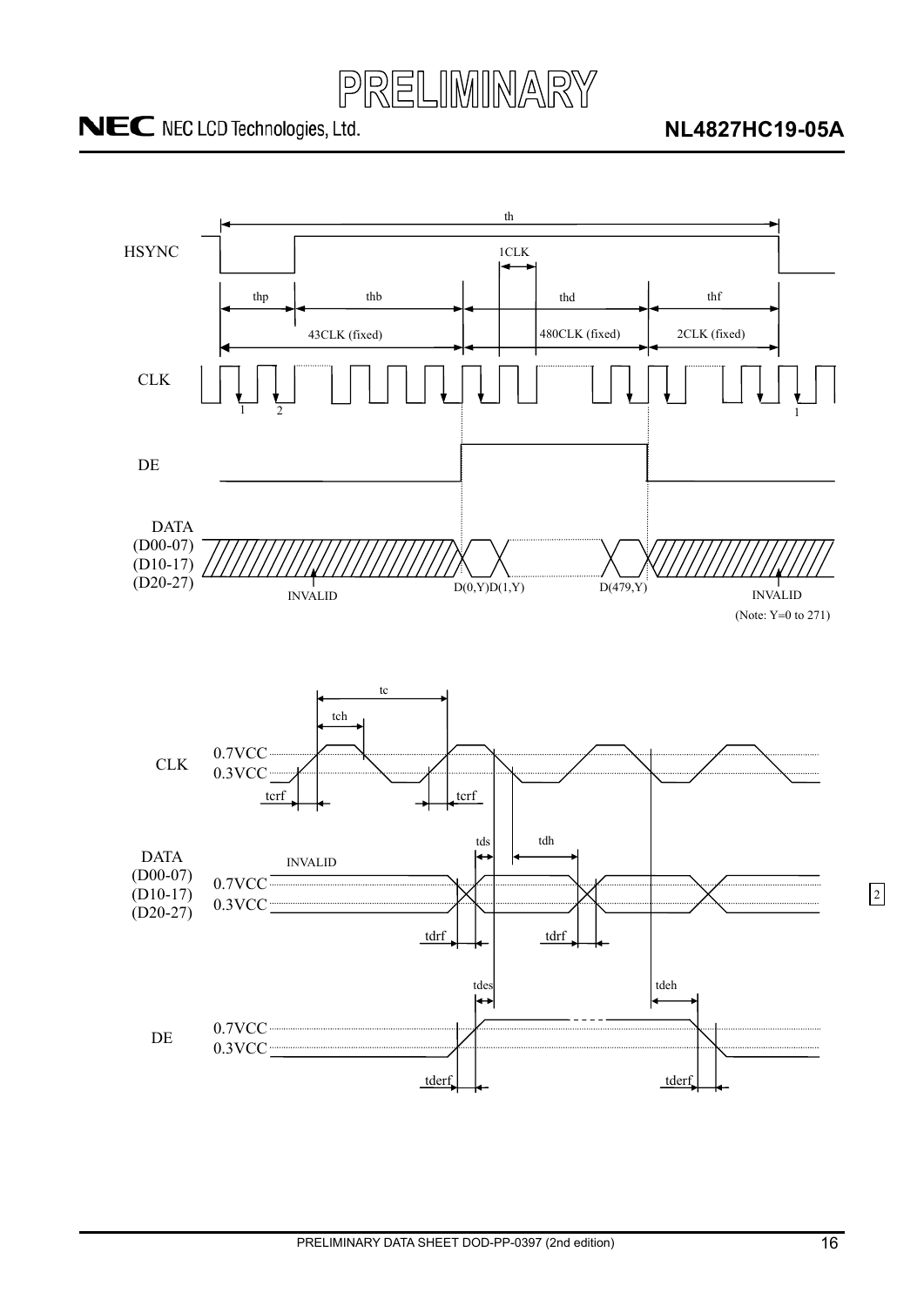HSYNC

th

1CLK

thp | thb | thd | thf

43CLK (fixed) | 480CLK (fixed) | 2CLK (fixed)

CLK

1 2 ... 1

DE

DATA
(D00-07)
(D10-17)
(D20-27)

INVALID | D(0,Y) D(1,Y) | D(479,Y) | INVALID

(Note: Y=0 to 271)

tc

tch

CLK 0.7VCC 0.3VCC

tcrf tcrf

tds tdh

DATA
(D00-07)
(D10-17)
(D20-27)

INVALID

0.7VCC
0.3VCC

tdrf tdrf

tdes tdeh

DE 0.7VCC 0.3VCC

tderf tderf

2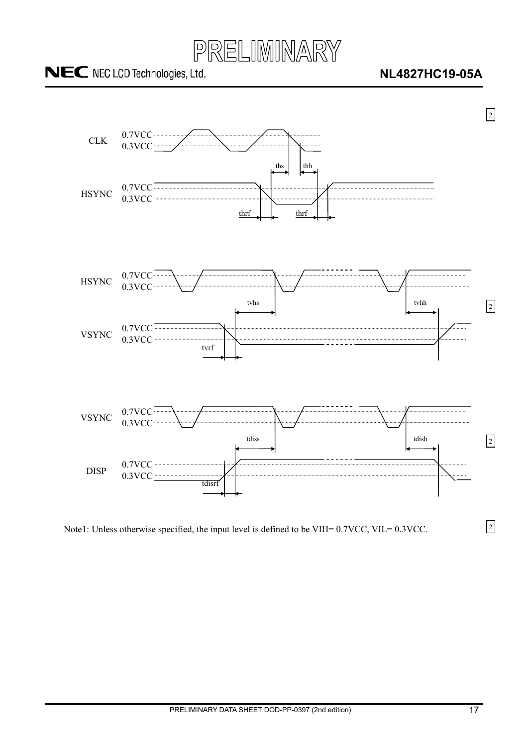CLK 0.7VCC 0.3VCC

ths thh

HSYNC 0.7VCC 0.3VCC

thrf thrf

HSYNC 0.7VCC 0.3VCC

tvhs tvhh

VSYNC 0.7VCC 0.3VCC

tvrf

VSYNC 0.7VCC 0.3VCC

tdiss tdish

DISP 0.7VCC 0.3VCC

tdisrf

Note1: Unless otherwise specified, the input level is defined to be VIH= 0.7VCC, VIL= 0.3VCC.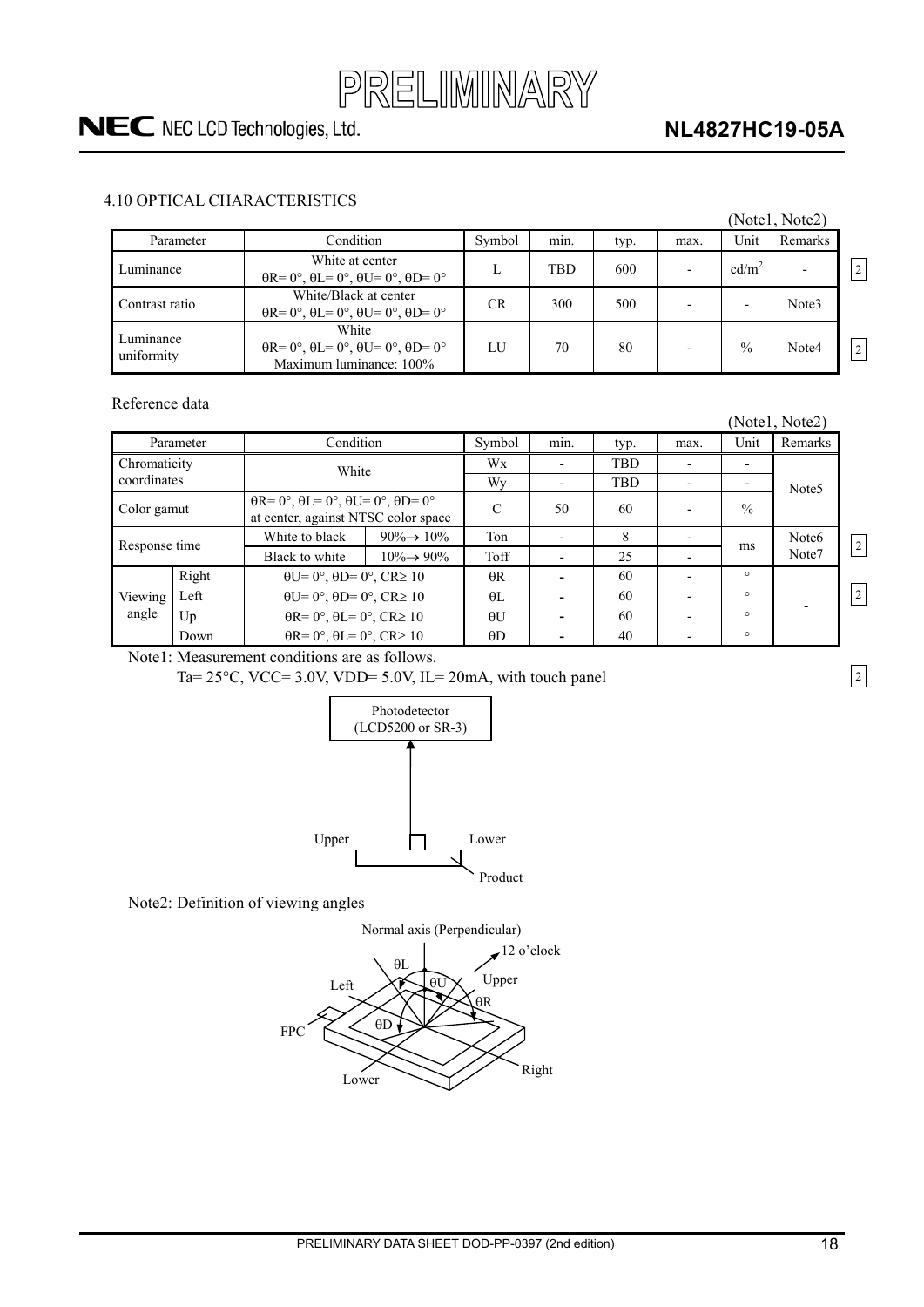### 4.10 OPTICAL CHARACTERISTICS

(Note1, Note2)

| Parameter | Condition | Symbol | min. | typ. | max. | Unit | Remarks |
|---|---|---|---|---|---|---|---|
| Luminance | White at center θR= 0°, θL= 0°, θU= 0°, θD= 0° | L | TBD | 600 | - | cd/m$^2$ | - |
| Contrast ratio | White/Black at center θR= 0°, θL= 0°, θU= 0°, θD= 0° | CR | 300 | 500 | - | - | Note3 |
| Luminance uniformity | White θR= 0°, θL= 0°, θU= 0°, θD= 0° Maximum luminance: 100% | LU | 70 | 80 | - | % | Note4 |

Reference data

(Note1, Note2)

| Parameter | | Condition | | Symbol | min. | typ. | max. | Unit | Remarks |
|---|---|---|---|---|---|---|---|---|---|
| Chromaticity coordinates | | White | | Wx | - | TBD | - | - | Note5 |
| | | | | Wy | - | TBD | - | - | |
| Color gamut | | θR= 0°, θL= 0°, θU= 0°, θD= 0° at center, against NTSC color space | | C | 50 | 60 | - | % | |
| Response time | | White to black | 90%→ 10% | Ton | - | 8 | - | ms | Note6 Note7 |
| | | Black to white | 10%→ 90% | Toff | - | 25 | - | | |
| Viewing angle | Right | θU= 0°, θD= 0°, CR≥ 10 | | θR | - | 60 | - | ° | - |
| | Left | θU= 0°, θD= 0°, CR≥ 10 | | θL | - | 60 | - | ° | |
| | Up | θR= 0°, θL= 0°, CR≥ 10 | | θU | - | 60 | - | ° | |
| | Down | θR= 0°, θL= 0°, CR≥ 10 | | θD | - | 40 | - | ° | |

Note1: Measurement conditions are as follows.

Ta= 25°C, VCC= 3.0V, VDD= 5.0V, IL= 20mA, with touch panel

Photodetector (LCD5200 or SR-3)

Upper — Lower — Product

Note2: Definition of viewing angles

Normal axis (Perpendicular), 12 o'clock, Upper, Left, Lower, Right, FPC, θL, θU, θR, θD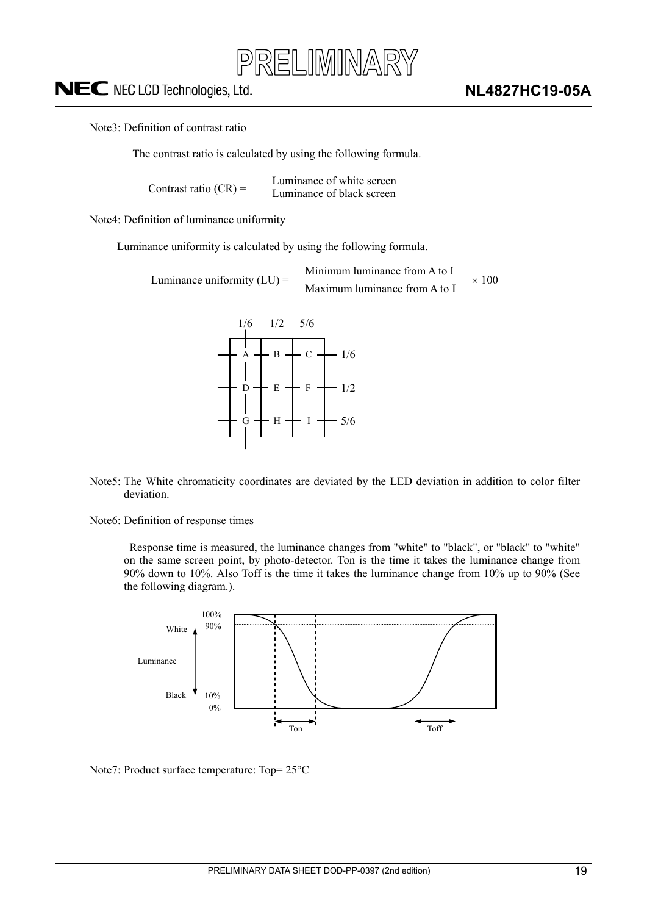Note3: Definition of contrast ratio

The contrast ratio is calculated by using the following formula.

$$\text{Contrast ratio (CR)} = \frac{\text{Luminance of white screen}}{\text{Luminance of black screen}}$$

Note4: Definition of luminance uniformity

Luminance uniformity is calculated by using the following formula.

$$\text{Luminance uniformity (LU)} = \frac{\text{Minimum luminance from A to I}}{\text{Maximum luminance from A to I}} \times 100$$

| | 1/6 | 1/2 | 5/6 |
|---|---|---|---|
| 1/6 | A | B | C |
| 1/2 | D | E | F |
| 5/6 | G | H | I |

Note5: The White chromaticity coordinates are deviated by the LED deviation in addition to color filter deviation.

Note6: Definition of response times

Response time is measured, the luminance changes from "white" to "black", or "black" to "white" on the same screen point, by photo-detector. Ton is the time it takes the luminance change from 90% down to 10%. Also Toff is the time it takes the luminance change from 10% up to 90% (See the following diagram.).

Note7: Product surface temperature: Top= 25°C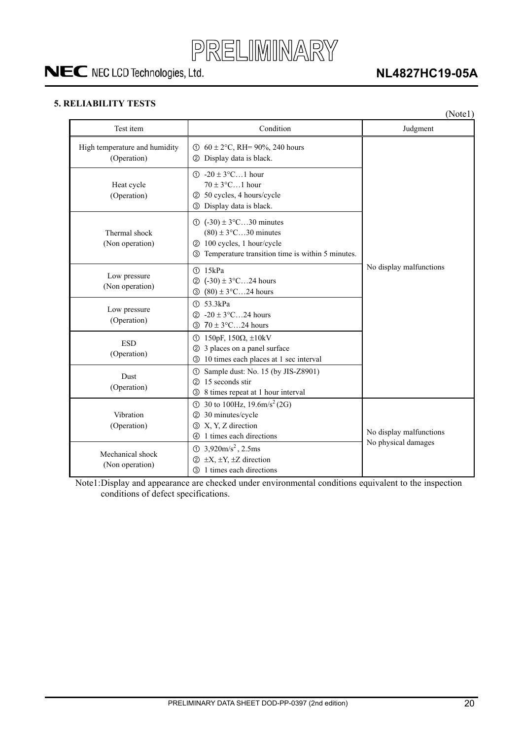## 5. RELIABILITY TESTS

(Note1)

| Test item | Condition | Judgment |
|---|---|---|
| High temperature and humidity (Operation) | ① 60 ± 2°C, RH= 90%, 240 hours<br>② Display data is black. | No display malfunctions |
| Heat cycle (Operation) | ① -20 ± 3°C…1 hour<br>70 ± 3°C…1 hour<br>② 50 cycles, 4 hours/cycle<br>③ Display data is black. | |
| Thermal shock (Non operation) | ① (-30) ± 3°C…30 minutes<br>(80) ± 3°C…30 minutes<br>② 100 cycles, 1 hour/cycle<br>③ Temperature transition time is within 5 minutes. | |
| Low pressure (Non operation) | ① 15kPa<br>② (-30) ± 3°C…24 hours<br>③ (80) ± 3°C…24 hours | |
| Low pressure (Operation) | ① 53.3kPa<br>② -20 ± 3°C…24 hours<br>③ 70 ± 3°C…24 hours | |
| ESD (Operation) | ① 150pF, 150Ω, ±10kV<br>② 3 places on a panel surface<br>③ 10 times each places at 1 sec interval | |
| Dust (Operation) | ① Sample dust: No. 15 (by JIS-Z8901)<br>② 15 seconds stir<br>③ 8 times repeat at 1 hour interval | |
| Vibration (Operation) | ① 30 to 100Hz, $19.6m/s^2$ (2G)<br>② 30 minutes/cycle<br>③ X, Y, Z direction<br>④ 1 times each directions | No display malfunctions<br>No physical damages |
| Mechanical shock (Non operation) | ① $3{,}920m/s^2$, 2.5ms<br>② ±X, ±Y, ±Z direction<br>③ 1 times each directions | |

Note1: Display and appearance are checked under environmental conditions equivalent to the inspection conditions of defect specifications.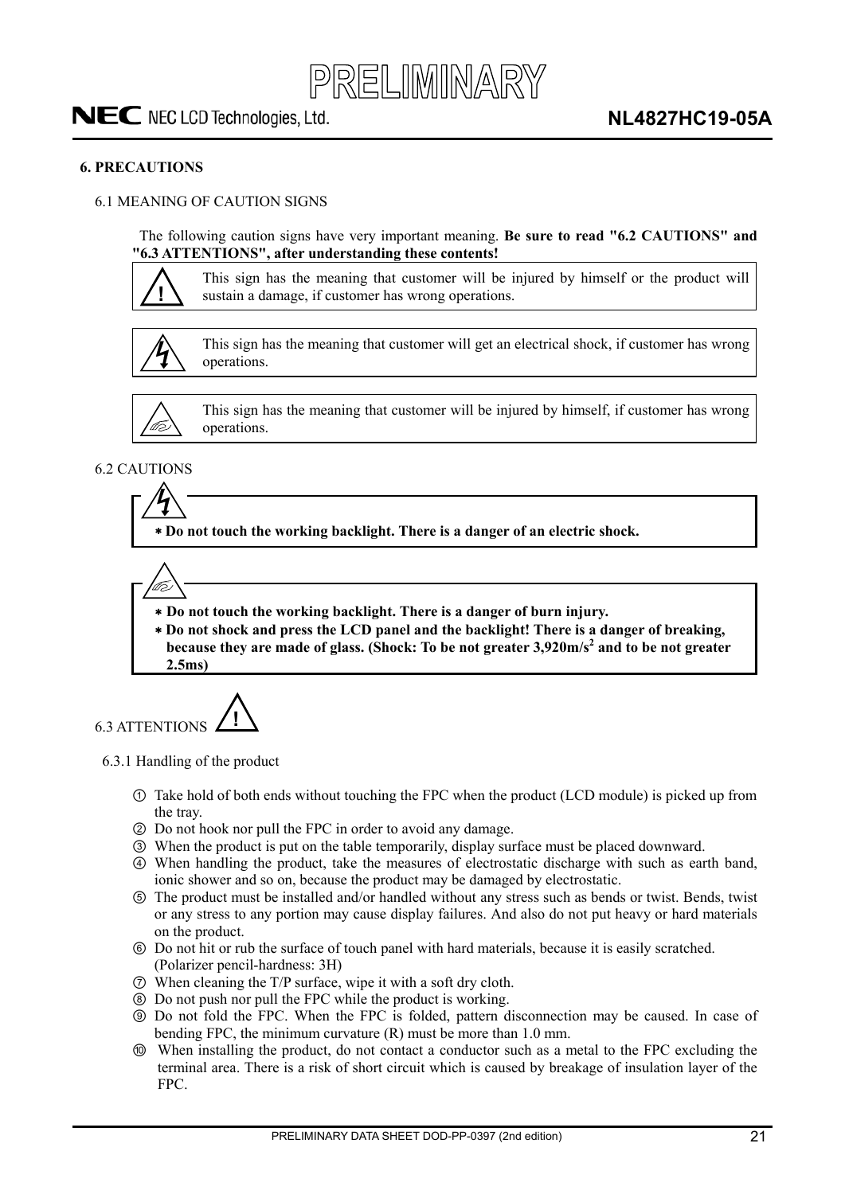## 6. PRECAUTIONS

### 6.1 MEANING OF CAUTION SIGNS

The following caution signs have very important meaning. **Be sure to read "6.2 CAUTIONS" and "6.3 ATTENTIONS", after understanding these contents!**

| Sign | Meaning |
|---|---|
| ! | This sign has the meaning that customer will be injured by himself or the product will sustain a damage, if customer has wrong operations. |
| (electric shock sign) | This sign has the meaning that customer will get an electrical shock, if customer has wrong operations. |
| (injury sign) | This sign has the meaning that customer will be injured by himself, if customer has wrong operations. |

### 6.2 CAUTIONS

(electric shock sign)

- **Do not touch the working backlight. There is a danger of an electric shock.**

(injury sign)

- **Do not touch the working backlight. There is a danger of burn injury.**
- **Do not shock and press the LCD panel and the backlight! There is a danger of breaking, because they are made of glass. (Shock: To be not greater 3,920m/s$^2$ and to be not greater 2.5ms)**

### 6.3 ATTENTIONS !

#### 6.3.1 Handling of the product

① Take hold of both ends without touching the FPC when the product (LCD module) is picked up from the tray.
② Do not hook nor pull the FPC in order to avoid any damage.
③ When the product is put on the table temporarily, display surface must be placed downward.
④ When handling the product, take the measures of electrostatic discharge with such as earth band, ionic shower and so on, because the product may be damaged by electrostatic.
⑤ The product must be installed and/or handled without any stress such as bends or twist. Bends, twist or any stress to any portion may cause display failures. And also do not put heavy or hard materials on the product.
⑥ Do not hit or rub the surface of touch panel with hard materials, because it is easily scratched. (Polarizer pencil-hardness: 3H)
⑦ When cleaning the T/P surface, wipe it with a soft dry cloth.
⑧ Do not push nor pull the FPC while the product is working.
⑨ Do not fold the FPC. When the FPC is folded, pattern disconnection may be caused. In case of bending FPC, the minimum curvature (R) must be more than 1.0 mm.
⑩ When installing the product, do not contact a conductor such as a metal to the FPC excluding the terminal area. There is a risk of short circuit which is caused by breakage of insulation layer of the FPC.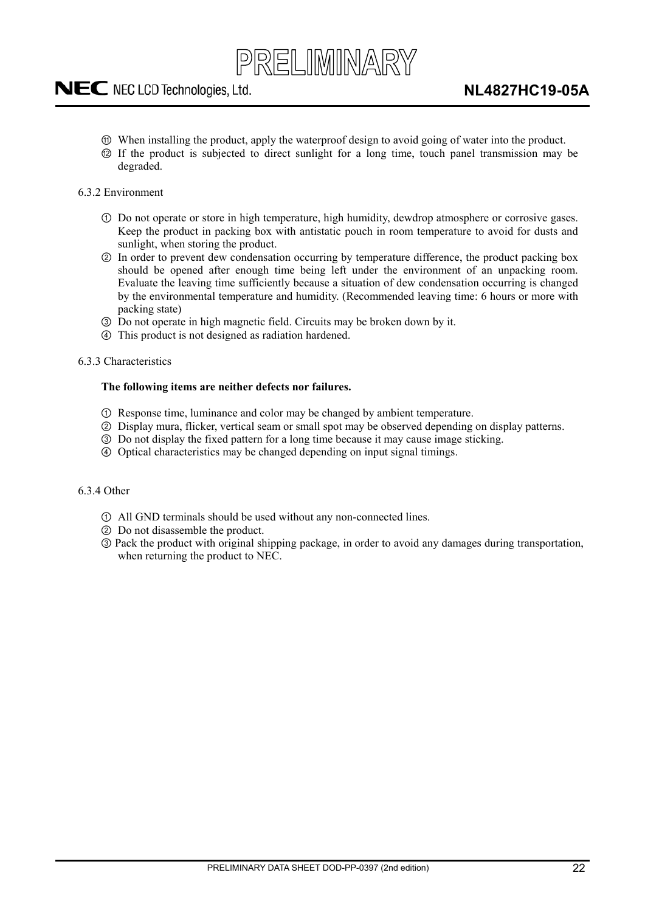⑪ When installing the product, apply the waterproof design to avoid going of water into the product.

⑫ If the product is subjected to direct sunlight for a long time, touch panel transmission may be degraded.

6.3.2 Environment

① Do not operate or store in high temperature, high humidity, dewdrop atmosphere or corrosive gases. Keep the product in packing box with antistatic pouch in room temperature to avoid for dusts and sunlight, when storing the product.

② In order to prevent dew condensation occurring by temperature difference, the product packing box should be opened after enough time being left under the environment of an unpacking room. Evaluate the leaving time sufficiently because a situation of dew condensation occurring is changed by the environmental temperature and humidity. (Recommended leaving time: 6 hours or more with packing state)

③ Do not operate in high magnetic field. Circuits may be broken down by it.

④ This product is not designed as radiation hardened.

6.3.3 Characteristics

**The following items are neither defects nor failures.**

① Response time, luminance and color may be changed by ambient temperature.

② Display mura, flicker, vertical seam or small spot may be observed depending on display patterns.

③ Do not display the fixed pattern for a long time because it may cause image sticking.

④ Optical characteristics may be changed depending on input signal timings.

6.3.4 Other

① All GND terminals should be used without any non-connected lines.

② Do not disassemble the product.

③ Pack the product with original shipping package, in order to avoid any damages during transportation, when returning the product to NEC.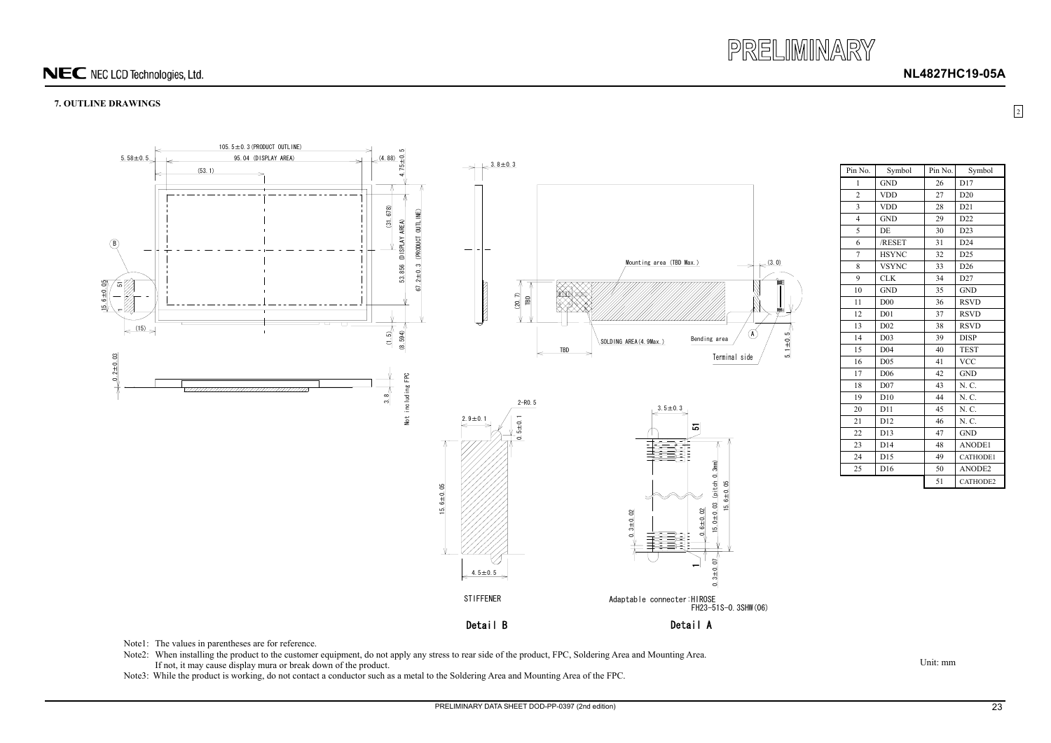## 7. OUTLINE DRAWINGS

| Pin No. | Symbol | Pin No. | Symbol |
|---|---|---|---|
| 1 | GND | 26 | D17 |
| 2 | VDD | 27 | D20 |
| 3 | VDD | 28 | D21 |
| 4 | GND | 29 | D22 |
| 5 | DE | 30 | D23 |
| 6 | /RESET | 31 | D24 |
| 7 | HSYNC | 32 | D25 |
| 8 | VSYNC | 33 | D26 |
| 9 | CLK | 34 | D27 |
| 10 | GND | 35 | GND |
| 11 | D00 | 36 | RSVD |
| 12 | D01 | 37 | RSVD |
| 13 | D02 | 38 | RSVD |
| 14 | D03 | 39 | DISP |
| 15 | D04 | 40 | TEST |
| 16 | D05 | 41 | VCC |
| 17 | D06 | 42 | GND |
| 18 | D07 | 43 | N. C. |
| 19 | D10 | 44 | N. C. |
| 20 | D11 | 45 | N. C. |
| 21 | D12 | 46 | N. C. |
| 22 | D13 | 47 | GND |
| 23 | D14 | 48 | ANODE1 |
| 24 | D15 | 49 | CATHODE1 |
| 25 | D16 | 50 | ANODE2 |
|  |  | 51 | CATHODE2 |

105.5±0.3 (PRODUCT OUTLINE)
5.58±0.5 95.04 (DISPLAY AREA) (4.88) 4.75±0.5
(53.1)
(31.678)
53.856 (DISPLAY AREA) 67.2±0.3 (PRODUCT OUTLINE)
(1.5) (8.594)
(15)
15.6±0.05
0.2±0.03
3.8 Not including FPC
3.8±0.3
(20.7) TBD
Mounting area (TBD Max.)
(3.0)
SOLDING AREA (4.9Max.)
Bending area
TBD
Terminal side
5.1±0.5

2-R0.5
2.9±0.1
0.5±0.1
15.6±0.05
4.5±0.5
STIFFENER
Detail B

3.5±0.3
51
0.3±0.02
0.6±0.02
15.0±0.03 (pitch 0.3mm)
15.6±0.05
1
0.3±0.07
Adaptable connecter: HIROSE FH23-51S-0.3SHW(06)
Detail A

Note1: The values in parentheses are for reference.

Note2: When installing the product to the customer equipment, do not apply any stress to rear side of the product, FPC, Soldering Area and Mounting Area. If not, it may cause display mura or break down of the product.

Note3: While the product is working, do not contact a conductor such as a metal to the Soldering Area and Mounting Area of the FPC.

Unit: mm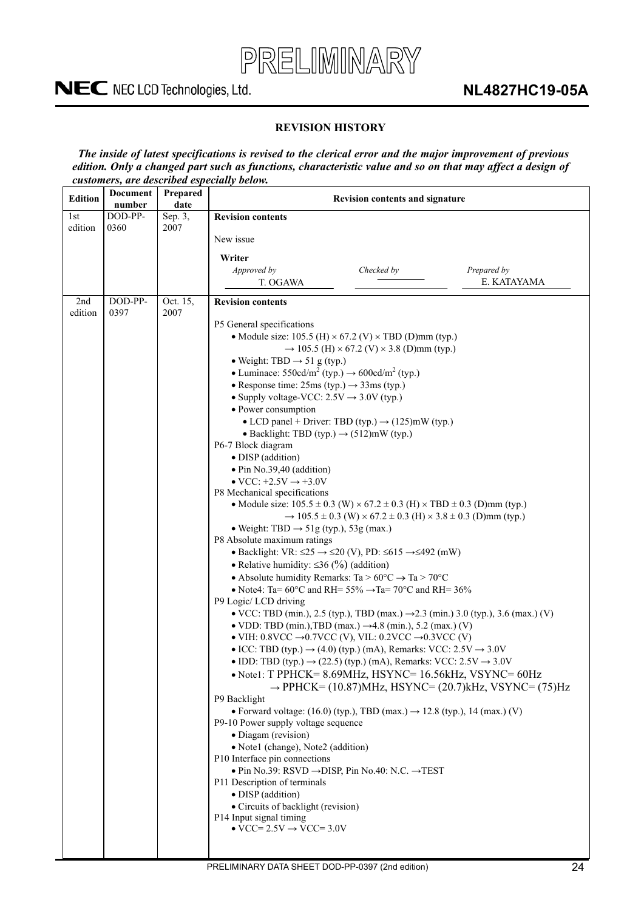## REVISION HISTORY

***The inside of latest specifications is revised to the clerical error and the major improvement of previous edition. Only a changed part such as functions, characteristic value and so on that may affect a design of customers, are described especially below.***

| Edition | Document number | Prepared date | Revision contents and signature |
|---|---|---|---|
| 1st edition | DOD-PP-0360 | Sep. 3, 2007 | **Revision contents**<br><br>New issue<br><br>**Writer**<br>*Approved by* T. OGAWA &nbsp;&nbsp; *Checked by* &nbsp;&nbsp; *Prepared by* E. KATAYAMA |
| 2nd edition | DOD-PP-0397 | Oct. 15, 2007 | **Revision contents**<br><br>P5 General specifications<br>• Module size: 105.5 (H) × 67.2 (V) × TBD (D)mm (typ.)<br>→ 105.5 (H) × 67.2 (V) × 3.8 (D)mm (typ.)<br>• Weight: TBD → 51 g (typ.)<br>• Luminace: 550cd/m$^2$ (typ.) → 600cd/m$^2$ (typ.)<br>• Response time: 25ms (typ.) → 33ms (typ.)<br>• Supply voltage-VCC: 2.5V → 3.0V (typ.)<br>• Power consumption<br>• LCD panel + Driver: TBD (typ.) → (125)mW (typ.)<br>• Backlight: TBD (typ.) → (512)mW (typ.)<br>P6-7 Block diagram<br>• DISP (addition)<br>• Pin No.39,40 (addition)<br>• VCC: +2.5V → +3.0V<br>P8 Mechanical specifications<br>• Module size: 105.5 ± 0.3 (W) × 67.2 ± 0.3 (H) × TBD ± 0.3 (D)mm (typ.)<br>→ 105.5 ± 0.3 (W) × 67.2 ± 0.3 (H) × 3.8 ± 0.3 (D)mm (typ.)<br>• Weight: TBD → 51g (typ.), 53g (max.)<br>P8 Absolute maximum ratings<br>• Backlight: VR: ≤25 → ≤20 (V), PD: ≤615 →≤492 (mW)<br>• Relative humidity: ≤36 (%) (addition)<br>• Absolute humidity Remarks: Ta > 60°C → Ta > 70°C<br>• Note4: Ta= 60°C and RH= 55% →Ta= 70°C and RH= 36%<br>P9 Logic/ LCD driving<br>• VCC: TBD (min.), 2.5 (typ.), TBD (max.) →2.3 (min.) 3.0 (typ.), 3.6 (max.) (V)<br>• VDD: TBD (min.),TBD (max.) →4.8 (min.), 5.2 (max.) (V)<br>• VIH: 0.8VCC →0.7VCC (V), VIL: 0.2VCC →0.3VCC (V)<br>• ICC: TBD (typ.) → (4.0) (typ.) (mA), Remarks: VCC: 2.5V → 3.0V<br>• IDD: TBD (typ.) → (22.5) (typ.) (mA), Remarks: VCC: 2.5V → 3.0V<br>• Note1: T PPHCK= 8.69MHz, HSYNC= 16.56kHz, VSYNC= 60Hz<br>→ PPHCK= (10.87)MHz, HSYNC= (20.7)kHz, VSYNC= (75)Hz<br>P9 Backlight<br>• Forward voltage: (16.0) (typ.), TBD (max.) → 12.8 (typ.), 14 (max.) (V)<br>P9-10 Power supply voltage sequence<br>• Diagam (revision)<br>• Note1 (change), Note2 (addition)<br>P10 Interface pin connections<br>• Pin No.39: RSVD →DISP, Pin No.40: N.C. →TEST<br>P11 Description of terminals<br>• DISP (addition)<br>• Circuits of backlight (revision)<br>P14 Input signal timing<br>• VCC= 2.5V → VCC= 3.0V |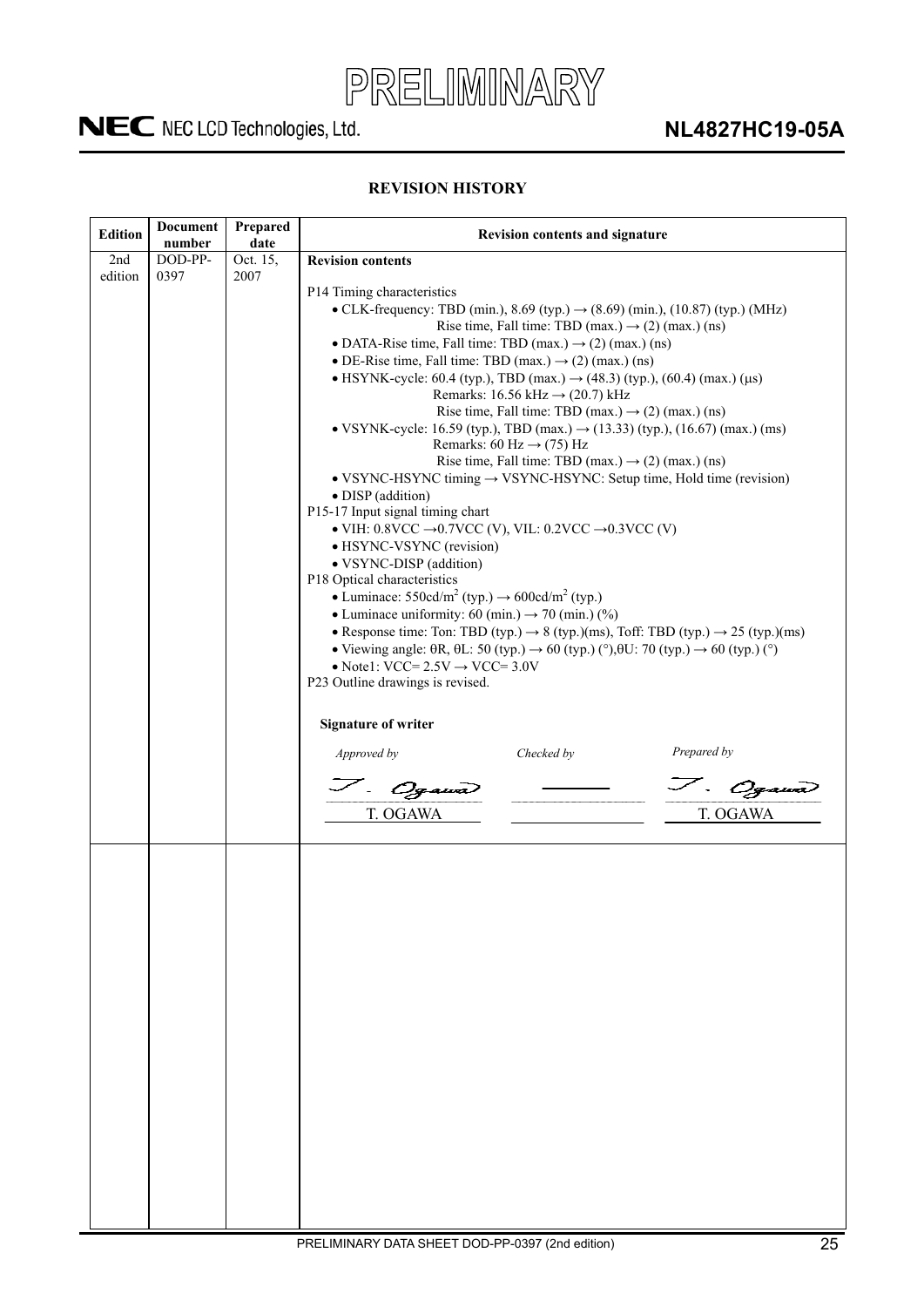## REVISION HISTORY

| Edition | Document number | Prepared date | Revision contents and signature |
|---|---|---|---|
| 2nd edition | DOD-PP-0397 | Oct. 15, 2007 | **Revision contents**<br><br>P14 Timing characteristics<br>• CLK-frequency: TBD (min.), 8.69 (typ.) → (8.69) (min.), (10.87) (typ.) (MHz)<br>Rise time, Fall time: TBD (max.) → (2) (max.) (ns)<br>• DATA-Rise time, Fall time: TBD (max.) → (2) (max.) (ns)<br>• DE-Rise time, Fall time: TBD (max.) → (2) (max.) (ns)<br>• HSYNK-cycle: 60.4 (typ.), TBD (max.) → (48.3) (typ.), (60.4) (max.) (μs)<br>Remarks: 16.56 kHz → (20.7) kHz<br>Rise time, Fall time: TBD (max.) → (2) (max.) (ns)<br>• VSYNK-cycle: 16.59 (typ.), TBD (max.) → (13.33) (typ.), (16.67) (max.) (ms)<br>Remarks: 60 Hz → (75) Hz<br>Rise time, Fall time: TBD (max.) → (2) (max.) (ns)<br>• VSYNC-HSYNC timing → VSYNC-HSYNC: Setup time, Hold time (revision)<br>• DISP (addition)<br>P15-17 Input signal timing chart<br>• VIH: 0.8VCC →0.7VCC (V), VIL: 0.2VCC →0.3VCC (V)<br>• HSYNC-VSYNC (revision)<br>• VSYNC-DISP (addition)<br>P18 Optical characteristics<br>• Luminace: 550cd/m$^2$ (typ.) → 600cd/m$^2$ (typ.)<br>• Luminace uniformity: 60 (min.) → 70 (min.) (%)<br>• Response time: Ton: TBD (typ.) → 8 (typ.)(ms), Toff: TBD (typ.) → 25 (typ.)(ms)<br>• Viewing angle: θR, θL: 50 (typ.) → 60 (typ.) (°),θU: 70 (typ.) → 60 (typ.) (°)<br>• Note1: VCC= 2.5V → VCC= 3.0V<br>P23 Outline drawings is revised.<br><br>**Signature of writer**<br>*Approved by*: T. OGAWA &nbsp;&nbsp; *Checked by*: &nbsp;&nbsp; *Prepared by*: T. OGAWA |
| | | | |

PRELIMINARY DATA SHEET DOD-PP-0397 (2nd edition)